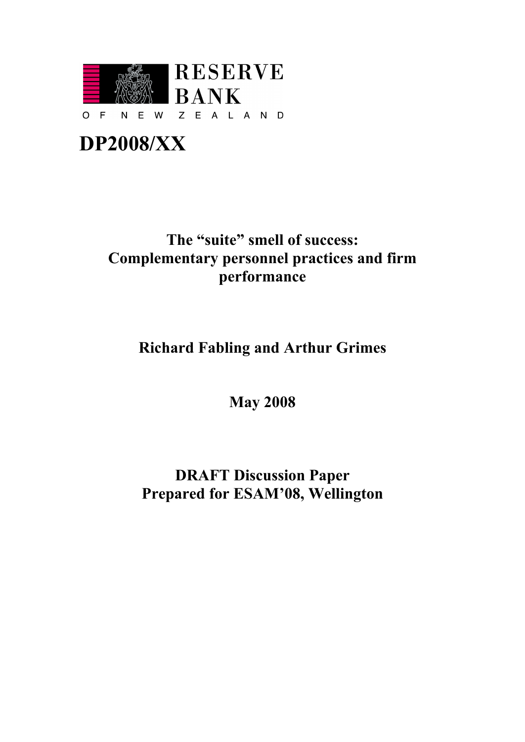RESERVE BANK

OF NEW ZEALAND

# DP2008/XX

## The "suite" smell of success: Complementary personnel practices and firm performance

**Richard Fabling and Arthur Grimes**

**May 2008**

**DRAFT Discussion Paper**
**Prepared for ESAM'08, Wellington**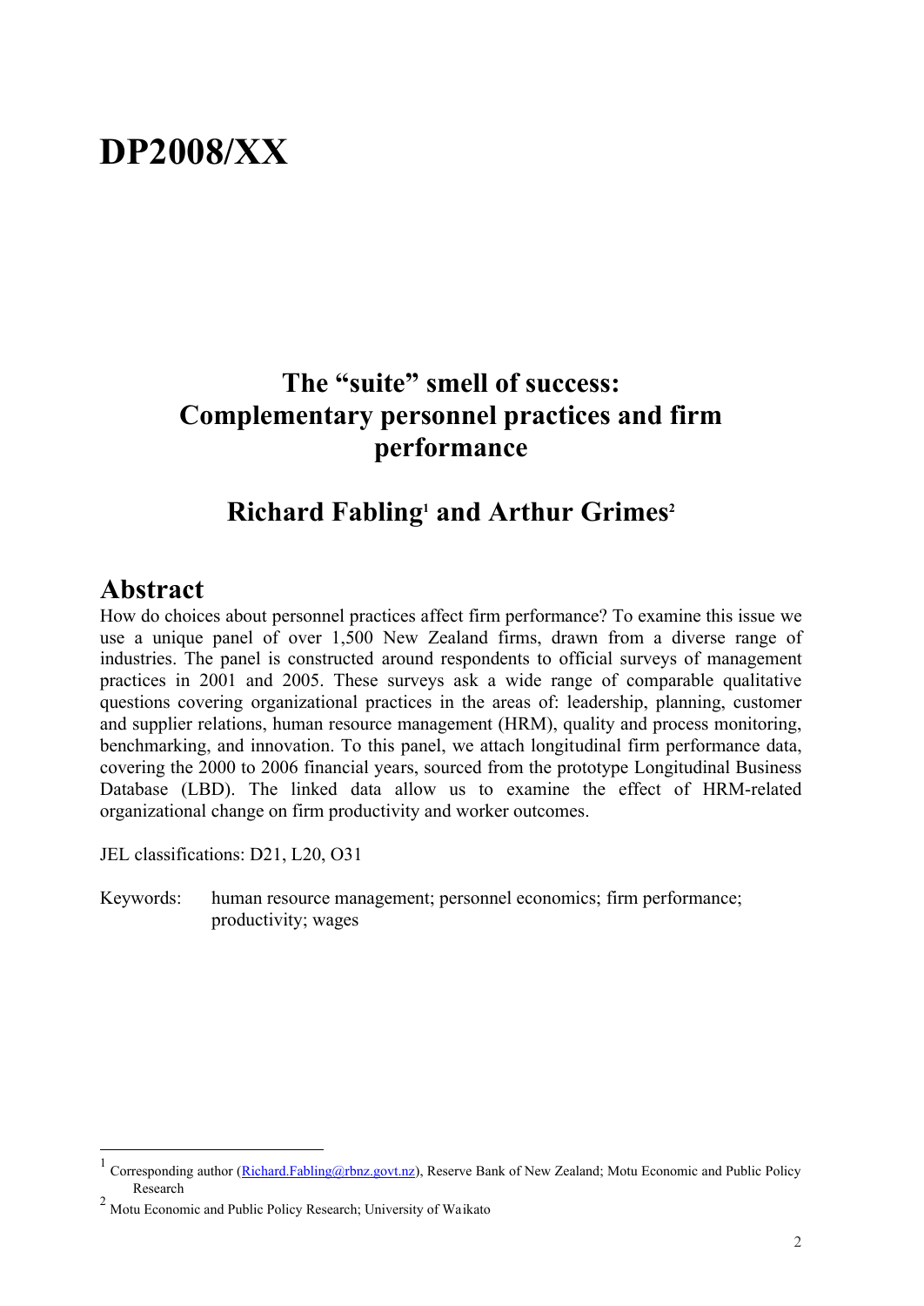# DP2008/XX

## The "suite" smell of success: Complementary personnel practices and firm performance

### Richard Fabling[1] and Arthur Grimes[2]

## Abstract

How do choices about personnel practices affect firm performance? To examine this issue we use a unique panel of over 1,500 New Zealand firms, drawn from a diverse range of industries. The panel is constructed around respondents to official surveys of management practices in 2001 and 2005. These surveys ask a wide range of comparable qualitative questions covering organizational practices in the areas of: leadership, planning, customer and supplier relations, human resource management (HRM), quality and process monitoring, benchmarking, and innovation. To this panel, we attach longitudinal firm performance data, covering the 2000 to 2006 financial years, sourced from the prototype Longitudinal Business Database (LBD). The linked data allow us to examine the effect of HRM-related organizational change on firm productivity and worker outcomes.

JEL classifications: D21, L20, O31

Keywords: human resource management; personnel economics; firm performance; productivity; wages

---

[1] Corresponding author (Richard.Fabling@rbnz.govt.nz), Reserve Bank of New Zealand; Motu Economic and Public Policy Research

[2] Motu Economic and Public Policy Research; University of Waikato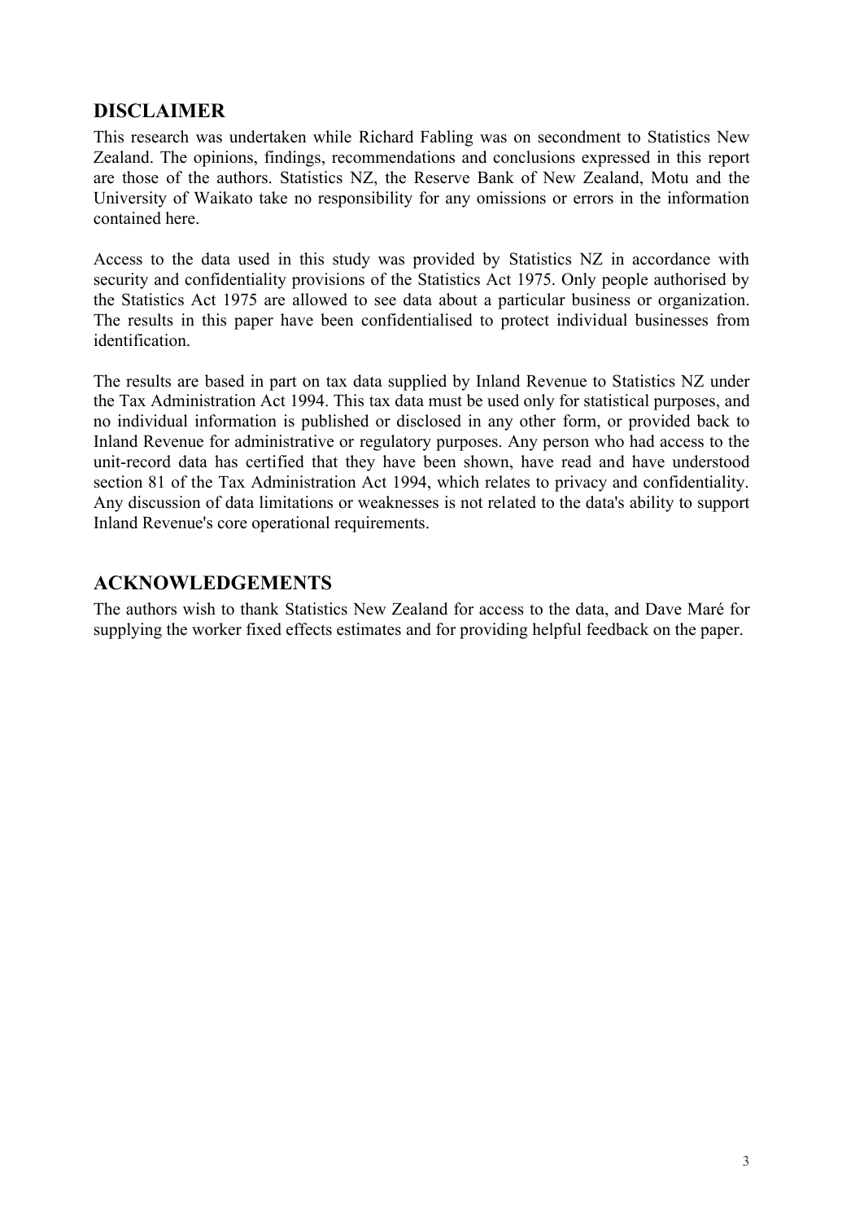## DISCLAIMER

This research was undertaken while Richard Fabling was on secondment to Statistics New Zealand. The opinions, findings, recommendations and conclusions expressed in this report are those of the authors. Statistics NZ, the Reserve Bank of New Zealand, Motu and the University of Waikato take no responsibility for any omissions or errors in the information contained here.

Access to the data used in this study was provided by Statistics NZ in accordance with security and confidentiality provisions of the Statistics Act 1975. Only people authorised by the Statistics Act 1975 are allowed to see data about a particular business or organization. The results in this paper have been confidentialised to protect individual businesses from identification.

The results are based in part on tax data supplied by Inland Revenue to Statistics NZ under the Tax Administration Act 1994. This tax data must be used only for statistical purposes, and no individual information is published or disclosed in any other form, or provided back to Inland Revenue for administrative or regulatory purposes. Any person who had access to the unit-record data has certified that they have been shown, have read and have understood section 81 of the Tax Administration Act 1994, which relates to privacy and confidentiality. Any discussion of data limitations or weaknesses is not related to the data's ability to support Inland Revenue's core operational requirements.

## ACKNOWLEDGEMENTS

The authors wish to thank Statistics New Zealand for access to the data, and Dave Maré for supplying the worker fixed effects estimates and for providing helpful feedback on the paper.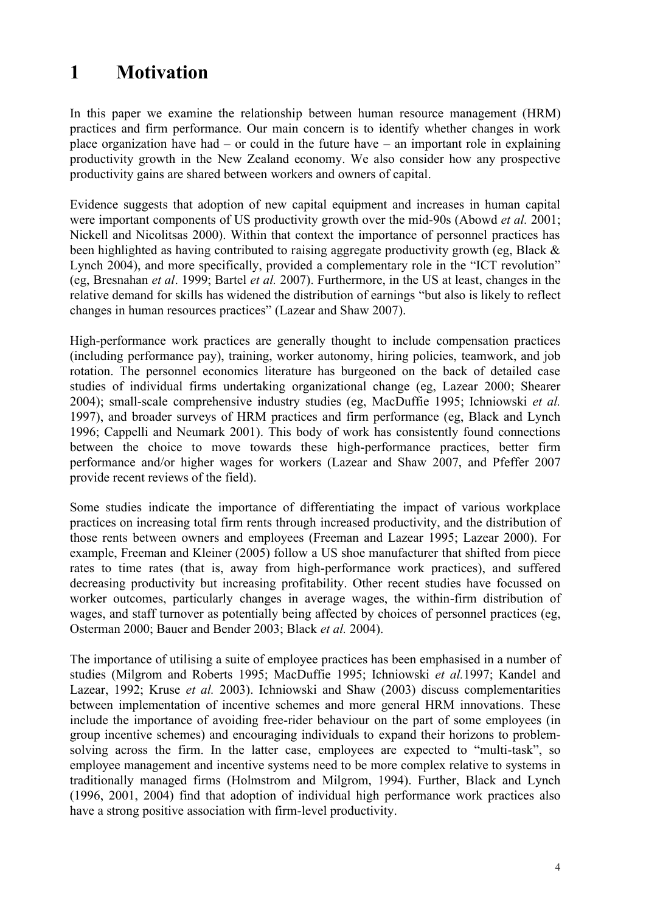# 1 Motivation

In this paper we examine the relationship between human resource management (HRM) practices and firm performance. Our main concern is to identify whether changes in work place organization have had – or could in the future have – an important role in explaining productivity growth in the New Zealand economy. We also consider how any prospective productivity gains are shared between workers and owners of capital.

Evidence suggests that adoption of new capital equipment and increases in human capital were important components of US productivity growth over the mid-90s (Abowd *et al.* 2001; Nickell and Nicolitsas 2000). Within that context the importance of personnel practices has been highlighted as having contributed to raising aggregate productivity growth (eg, Black & Lynch 2004), and more specifically, provided a complementary role in the "ICT revolution" (eg, Bresnahan *et al*. 1999; Bartel *et al.* 2007). Furthermore, in the US at least, changes in the relative demand for skills has widened the distribution of earnings "but also is likely to reflect changes in human resources practices" (Lazear and Shaw 2007).

High-performance work practices are generally thought to include compensation practices (including performance pay), training, worker autonomy, hiring policies, teamwork, and job rotation. The personnel economics literature has burgeoned on the back of detailed case studies of individual firms undertaking organizational change (eg, Lazear 2000; Shearer 2004); small-scale comprehensive industry studies (eg, MacDuffie 1995; Ichniowski *et al.* 1997), and broader surveys of HRM practices and firm performance (eg, Black and Lynch 1996; Cappelli and Neumark 2001). This body of work has consistently found connections between the choice to move towards these high-performance practices, better firm performance and/or higher wages for workers (Lazear and Shaw 2007, and Pfeffer 2007 provide recent reviews of the field).

Some studies indicate the importance of differentiating the impact of various workplace practices on increasing total firm rents through increased productivity, and the distribution of those rents between owners and employees (Freeman and Lazear 1995; Lazear 2000). For example, Freeman and Kleiner (2005) follow a US shoe manufacturer that shifted from piece rates to time rates (that is, away from high-performance work practices), and suffered decreasing productivity but increasing profitability. Other recent studies have focussed on worker outcomes, particularly changes in average wages, the within-firm distribution of wages, and staff turnover as potentially being affected by choices of personnel practices (eg, Osterman 2000; Bauer and Bender 2003; Black *et al.* 2004).

The importance of utilising a suite of employee practices has been emphasised in a number of studies (Milgrom and Roberts 1995; MacDuffie 1995; Ichniowski *et al.*1997; Kandel and Lazear, 1992; Kruse *et al.* 2003). Ichniowski and Shaw (2003) discuss complementarities between implementation of incentive schemes and more general HRM innovations. These include the importance of avoiding free-rider behaviour on the part of some employees (in group incentive schemes) and encouraging individuals to expand their horizons to problem-solving across the firm. In the latter case, employees are expected to "multi-task", so employee management and incentive systems need to be more complex relative to systems in traditionally managed firms (Holmstrom and Milgrom, 1994). Further, Black and Lynch (1996, 2001, 2004) find that adoption of individual high performance work practices also have a strong positive association with firm-level productivity.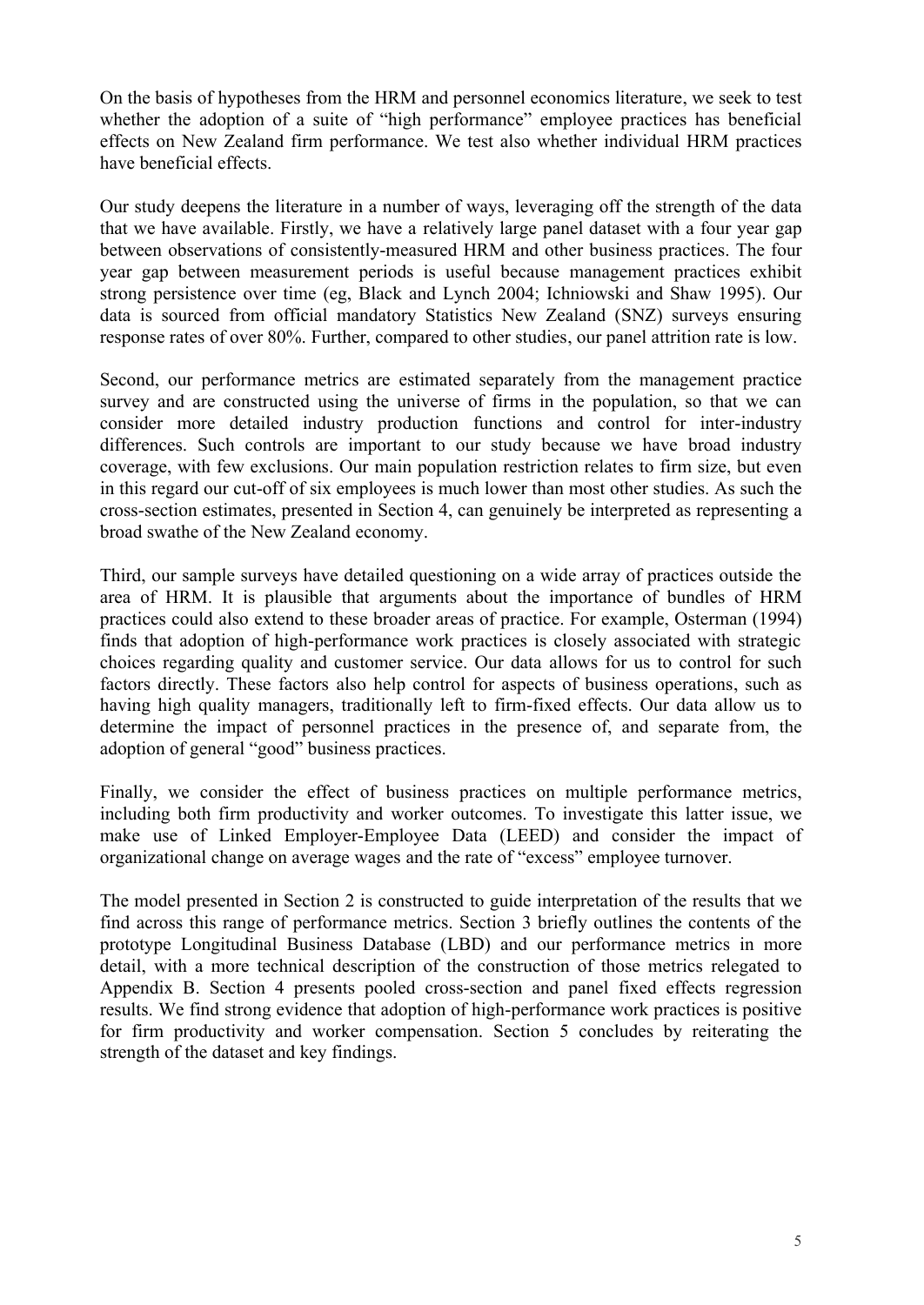On the basis of hypotheses from the HRM and personnel economics literature, we seek to test whether the adoption of a suite of "high performance" employee practices has beneficial effects on New Zealand firm performance. We test also whether individual HRM practices have beneficial effects.

Our study deepens the literature in a number of ways, leveraging off the strength of the data that we have available. Firstly, we have a relatively large panel dataset with a four year gap between observations of consistently-measured HRM and other business practices. The four year gap between measurement periods is useful because management practices exhibit strong persistence over time (eg, Black and Lynch 2004; Ichniowski and Shaw 1995). Our data is sourced from official mandatory Statistics New Zealand (SNZ) surveys ensuring response rates of over 80%. Further, compared to other studies, our panel attrition rate is low.

Second, our performance metrics are estimated separately from the management practice survey and are constructed using the universe of firms in the population, so that we can consider more detailed industry production functions and control for inter-industry differences. Such controls are important to our study because we have broad industry coverage, with few exclusions. Our main population restriction relates to firm size, but even in this regard our cut-off of six employees is much lower than most other studies. As such the cross-section estimates, presented in Section 4, can genuinely be interpreted as representing a broad swathe of the New Zealand economy.

Third, our sample surveys have detailed questioning on a wide array of practices outside the area of HRM. It is plausible that arguments about the importance of bundles of HRM practices could also extend to these broader areas of practice. For example, Osterman (1994) finds that adoption of high-performance work practices is closely associated with strategic choices regarding quality and customer service. Our data allows for us to control for such factors directly. These factors also help control for aspects of business operations, such as having high quality managers, traditionally left to firm-fixed effects. Our data allow us to determine the impact of personnel practices in the presence of, and separate from, the adoption of general "good" business practices.

Finally, we consider the effect of business practices on multiple performance metrics, including both firm productivity and worker outcomes. To investigate this latter issue, we make use of Linked Employer-Employee Data (LEED) and consider the impact of organizational change on average wages and the rate of "excess" employee turnover.

The model presented in Section 2 is constructed to guide interpretation of the results that we find across this range of performance metrics. Section 3 briefly outlines the contents of the prototype Longitudinal Business Database (LBD) and our performance metrics in more detail, with a more technical description of the construction of those metrics relegated to Appendix B. Section 4 presents pooled cross-section and panel fixed effects regression results. We find strong evidence that adoption of high-performance work practices is positive for firm productivity and worker compensation. Section 5 concludes by reiterating the strength of the dataset and key findings.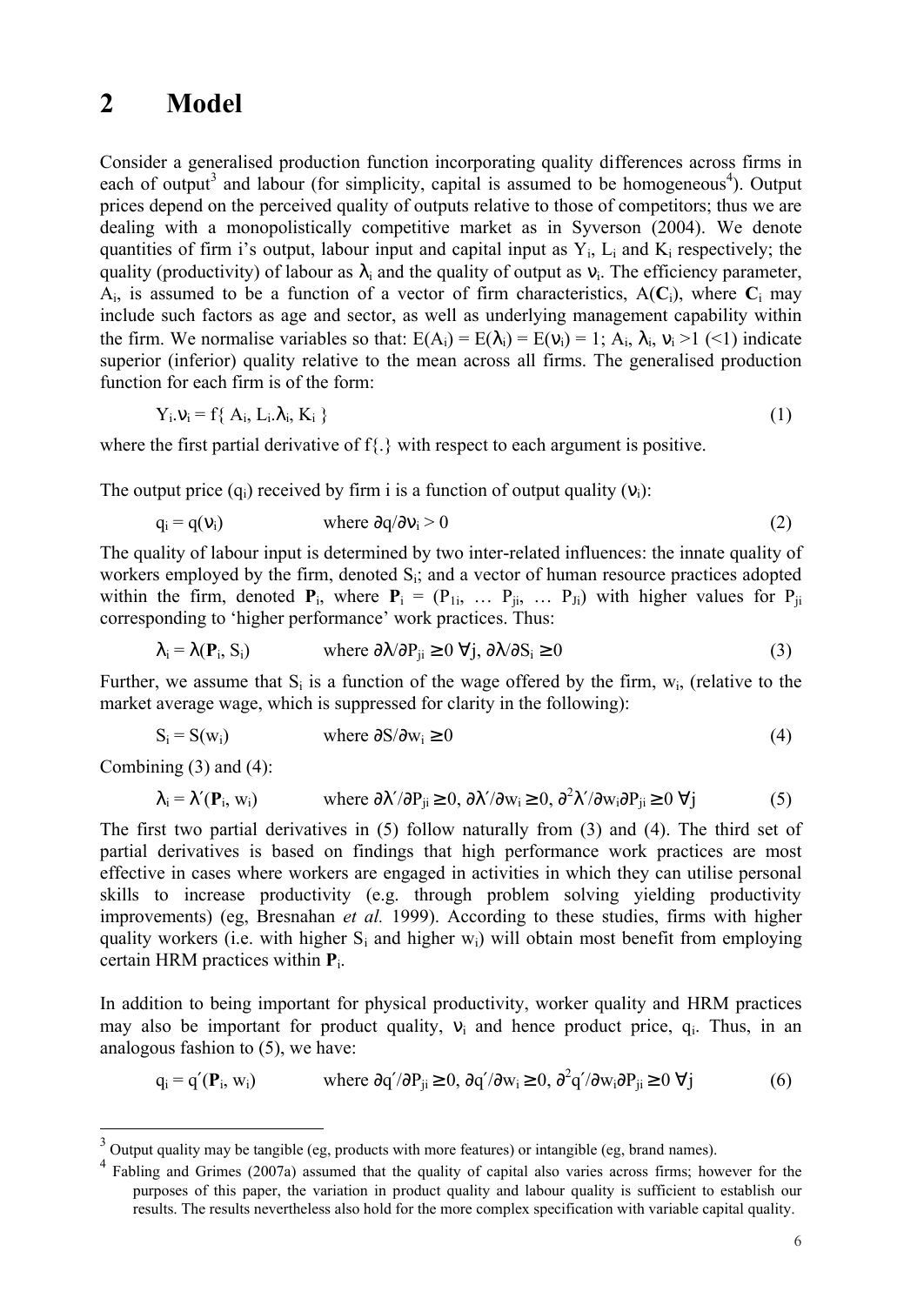# 2 Model

Consider a generalised production function incorporating quality differences across firms in each of output[3] and labour (for simplicity, capital is assumed to be homogeneous[4]). Output prices depend on the perceived quality of outputs relative to those of competitors; thus we are dealing with a monopolistically competitive market as in Syverson (2004). We denote quantities of firm i's output, labour input and capital input as $Y_i$, $L_i$ and $K_i$ respectively; the quality (productivity) of labour as $\lambda_i$ and the quality of output as $\nu_i$. The efficiency parameter, $A_i$, is assumed to be a function of a vector of firm characteristics, $A(\mathbf{C}_i)$, where $\mathbf{C}_i$ may include such factors as age and sector, as well as underlying management capability within the firm. We normalise variables so that: $E(A_i) = E(\lambda_i) = E(\nu_i) = 1$; $A_i, \lambda_i, \nu_i > 1$ ($<1$) indicate superior (inferior) quality relative to the mean across all firms. The generalised production function for each firm is of the form:

$$Y_i.\nu_i = f\{ A_i, L_i.\lambda_i, K_i \} \tag{1}$$

where the first partial derivative of f{.} with respect to each argument is positive.

The output price ($q_i$) received by firm i is a function of output quality ($\nu_i$):

$$q_i = q(\nu_i) \qquad \text{where } \partial q/\partial \nu_i > 0 \tag{2}$$

The quality of labour input is determined by two inter-related influences: the innate quality of workers employed by the firm, denoted $S_i$; and a vector of human resource practices adopted within the firm, denoted $\mathbf{P}_i$, where $\mathbf{P}_i = (P_{1i}, \ldots P_{ji}, \ldots P_{Ji})$ with higher values for $P_{ji}$ corresponding to 'higher performance' work practices. Thus:

$$\lambda_i = \lambda(\mathbf{P}_i, S_i) \qquad \text{where } \partial\lambda/\partial P_{ji} \geq 0 \;\forall j,\; \partial\lambda/\partial S_i \geq 0 \tag{3}$$

Further, we assume that $S_i$ is a function of the wage offered by the firm, $w_i$, (relative to the market average wage, which is suppressed for clarity in the following):

$$S_i = S(w_i) \qquad \text{where } \partial S/\partial w_i \geq 0 \tag{4}$$

Combining (3) and (4):

$$\lambda_i = \lambda'(\mathbf{P}_i, w_i) \qquad \text{where } \partial\lambda'/\partial P_{ji} \geq 0,\; \partial\lambda'/\partial w_i \geq 0,\; \partial^2\lambda'/\partial w_i \partial P_{ji} \geq 0 \;\forall j \tag{5}$$

The first two partial derivatives in (5) follow naturally from (3) and (4). The third set of partial derivatives is based on findings that high performance work practices are most effective in cases where workers are engaged in activities in which they can utilise personal skills to increase productivity (e.g. through problem solving yielding productivity improvements) (eg, Bresnahan *et al.* 1999). According to these studies, firms with higher quality workers (i.e. with higher $S_i$ and higher $w_i$) will obtain most benefit from employing certain HRM practices within $\mathbf{P}_i$.

In addition to being important for physical productivity, worker quality and HRM practices may also be important for product quality, $\nu_i$ and hence product price, $q_i$. Thus, in an analogous fashion to (5), we have:

$$q_i = q'(\mathbf{P}_i, w_i) \qquad \text{where } \partial q'/\partial P_{ji} \geq 0,\; \partial q'/\partial w_i \geq 0,\; \partial^2 q'/\partial w_i \partial P_{ji} \geq 0 \;\forall j \tag{6}$$

---

[3] Output quality may be tangible (eg, products with more features) or intangible (eg, brand names).

[4] Fabling and Grimes (2007a) assumed that the quality of capital also varies across firms; however for the purposes of this paper, the variation in product quality and labour quality is sufficient to establish our results. The results nevertheless also hold for the more complex specification with variable capital quality.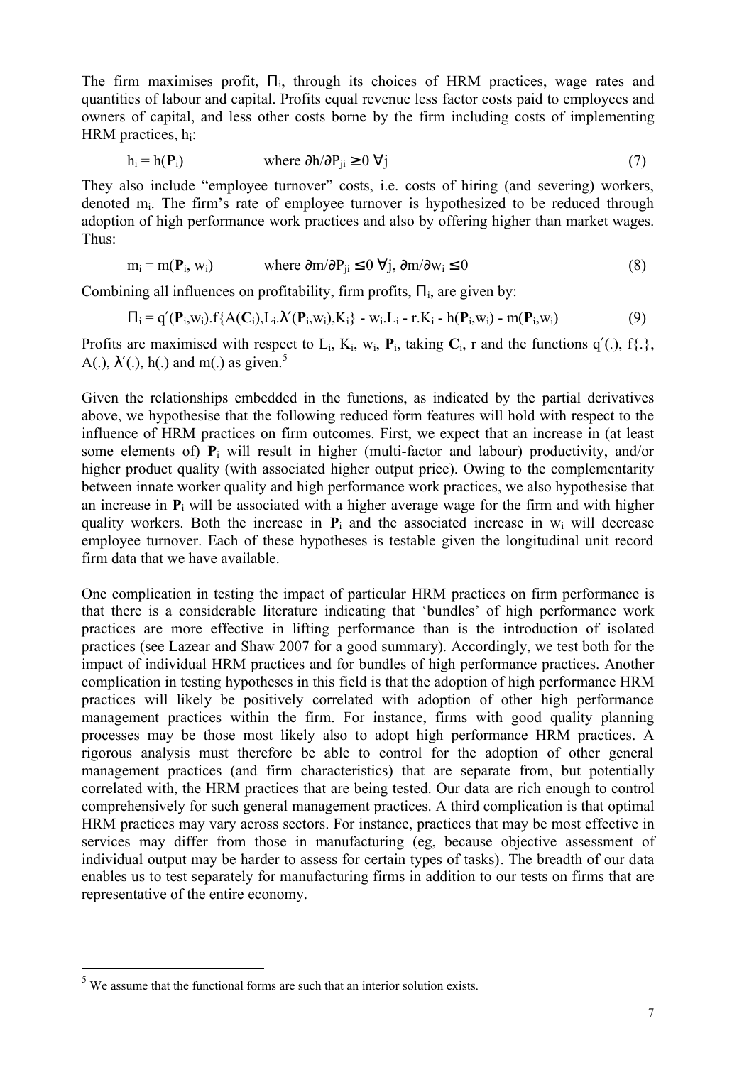The firm maximises profit, $\Pi_i$, through its choices of HRM practices, wage rates and quantities of labour and capital. Profits equal revenue less factor costs paid to employees and owners of capital, and less other costs borne by the firm including costs of implementing HRM practices, $h_i$:

$$h_i = h(\mathbf{P}_i) \qquad \text{where } \partial h/\partial P_{ji} \geq 0 \ \forall j \tag{7}$$

They also include "employee turnover" costs, i.e. costs of hiring (and severing) workers, denoted $m_i$. The firm's rate of employee turnover is hypothesized to be reduced through adoption of high performance work practices and also by offering higher than market wages. Thus:

$$m_i = m(\mathbf{P}_i, w_i) \qquad \text{where } \partial m/\partial P_{ji} \leq 0 \ \forall j,\ \partial m/\partial w_i \leq 0 \tag{8}$$

Combining all influences on profitability, firm profits, $\Pi_i$, are given by:

$$\Pi_i = q'(\mathbf{P}_i,w_i).f\{A(\mathbf{C}_i),L_i.\lambda'(\mathbf{P}_i,w_i),K_i\} - w_i.L_i - r.K_i - h(\mathbf{P}_i,w_i) - m(\mathbf{P}_i,w_i) \tag{9}$$

Profits are maximised with respect to $L_i$, $K_i$, $w_i$, $\mathbf{P}_i$, taking $\mathbf{C}_i$, r and the functions $q'(.)$, $f\{.\}$, $A(.)$, $\lambda'(.)$, $h(.)$ and $m(.)$ as given.[5]

Given the relationships embedded in the functions, as indicated by the partial derivatives above, we hypothesise that the following reduced form features will hold with respect to the influence of HRM practices on firm outcomes. First, we expect that an increase in (at least some elements of) $\mathbf{P}_i$ will result in higher (multi-factor and labour) productivity, and/or higher product quality (with associated higher output price). Owing to the complementarity between innate worker quality and high performance work practices, we also hypothesise that an increase in $\mathbf{P}_i$ will be associated with a higher average wage for the firm and with higher quality workers. Both the increase in $\mathbf{P}_i$ and the associated increase in $w_i$ will decrease employee turnover. Each of these hypotheses is testable given the longitudinal unit record firm data that we have available.

One complication in testing the impact of particular HRM practices on firm performance is that there is a considerable literature indicating that 'bundles' of high performance work practices are more effective in lifting performance than is the introduction of isolated practices (see Lazear and Shaw 2007 for a good summary). Accordingly, we test both for the impact of individual HRM practices and for bundles of high performance practices. Another complication in testing hypotheses in this field is that the adoption of high performance HRM practices will likely be positively correlated with adoption of other high performance management practices within the firm. For instance, firms with good quality planning processes may be those most likely also to adopt high performance HRM practices. A rigorous analysis must therefore be able to control for the adoption of other general management practices (and firm characteristics) that are separate from, but potentially correlated with, the HRM practices that are being tested. Our data are rich enough to control comprehensively for such general management practices. A third complication is that optimal HRM practices may vary across sectors. For instance, practices that may be most effective in services may differ from those in manufacturing (eg, because objective assessment of individual output may be harder to assess for certain types of tasks). The breadth of our data enables us to test separately for manufacturing firms in addition to our tests on firms that are representative of the entire economy.

---

[5] We assume that the functional forms are such that an interior solution exists.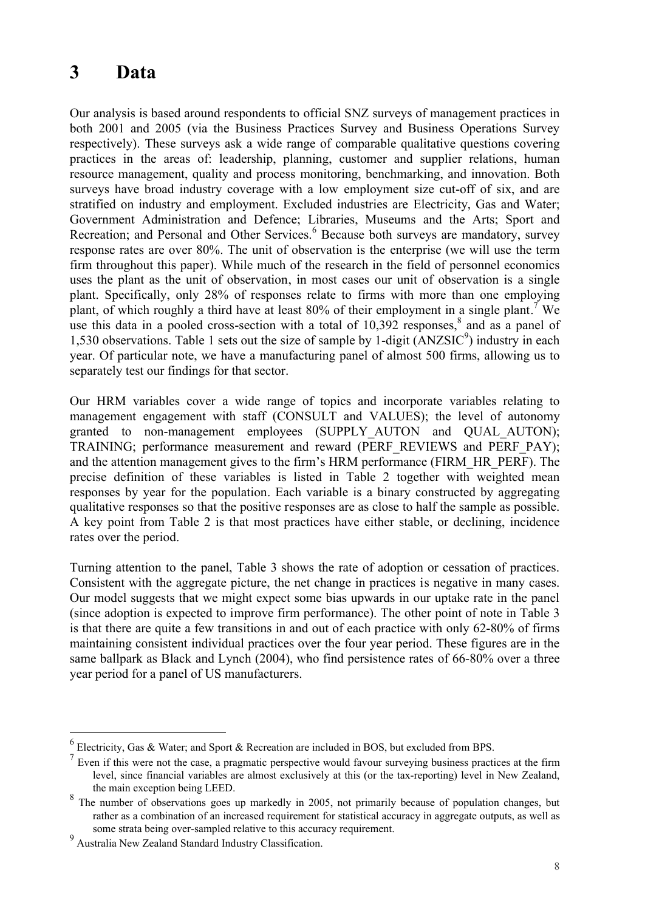# 3 Data

Our analysis is based around respondents to official SNZ surveys of management practices in both 2001 and 2005 (via the Business Practices Survey and Business Operations Survey respectively). These surveys ask a wide range of comparable qualitative questions covering practices in the areas of: leadership, planning, customer and supplier relations, human resource management, quality and process monitoring, benchmarking, and innovation. Both surveys have broad industry coverage with a low employment size cut-off of six, and are stratified on industry and employment. Excluded industries are Electricity, Gas and Water; Government Administration and Defence; Libraries, Museums and the Arts; Sport and Recreation; and Personal and Other Services.[6] Because both surveys are mandatory, survey response rates are over 80%. The unit of observation is the enterprise (we will use the term firm throughout this paper). While much of the research in the field of personnel economics uses the plant as the unit of observation, in most cases our unit of observation is a single plant. Specifically, only 28% of responses relate to firms with more than one employing plant, of which roughly a third have at least 80% of their employment in a single plant.[7] We use this data in a pooled cross-section with a total of 10,392 responses,[8] and as a panel of 1,530 observations. Table 1 sets out the size of sample by 1-digit (ANZSIC[9]) industry in each year. Of particular note, we have a manufacturing panel of almost 500 firms, allowing us to separately test our findings for that sector.

Our HRM variables cover a wide range of topics and incorporate variables relating to management engagement with staff (CONSULT and VALUES); the level of autonomy granted to non-management employees (SUPPLY_AUTON and QUAL_AUTON); TRAINING; performance measurement and reward (PERF_REVIEWS and PERF_PAY); and the attention management gives to the firm's HRM performance (FIRM_HR_PERF). The precise definition of these variables is listed in Table 2 together with weighted mean responses by year for the population. Each variable is a binary constructed by aggregating qualitative responses so that the positive responses are as close to half the sample as possible. A key point from Table 2 is that most practices have either stable, or declining, incidence rates over the period.

Turning attention to the panel, Table 3 shows the rate of adoption or cessation of practices. Consistent with the aggregate picture, the net change in practices is negative in many cases. Our model suggests that we might expect some bias upwards in our uptake rate in the panel (since adoption is expected to improve firm performance). The other point of note in Table 3 is that there are quite a few transitions in and out of each practice with only 62-80% of firms maintaining consistent individual practices over the four year period. These figures are in the same ballpark as Black and Lynch (2004), who find persistence rates of 66-80% over a three year period for a panel of US manufacturers.

---

[6] Electricity, Gas & Water; and Sport & Recreation are included in BOS, but excluded from BPS.

[7] Even if this were not the case, a pragmatic perspective would favour surveying business practices at the firm level, since financial variables are almost exclusively at this (or the tax-reporting) level in New Zealand, the main exception being LEED.

[8] The number of observations goes up markedly in 2005, not primarily because of population changes, but rather as a combination of an increased requirement for statistical accuracy in aggregate outputs, as well as some strata being over-sampled relative to this accuracy requirement.

[9] Australia New Zealand Standard Industry Classification.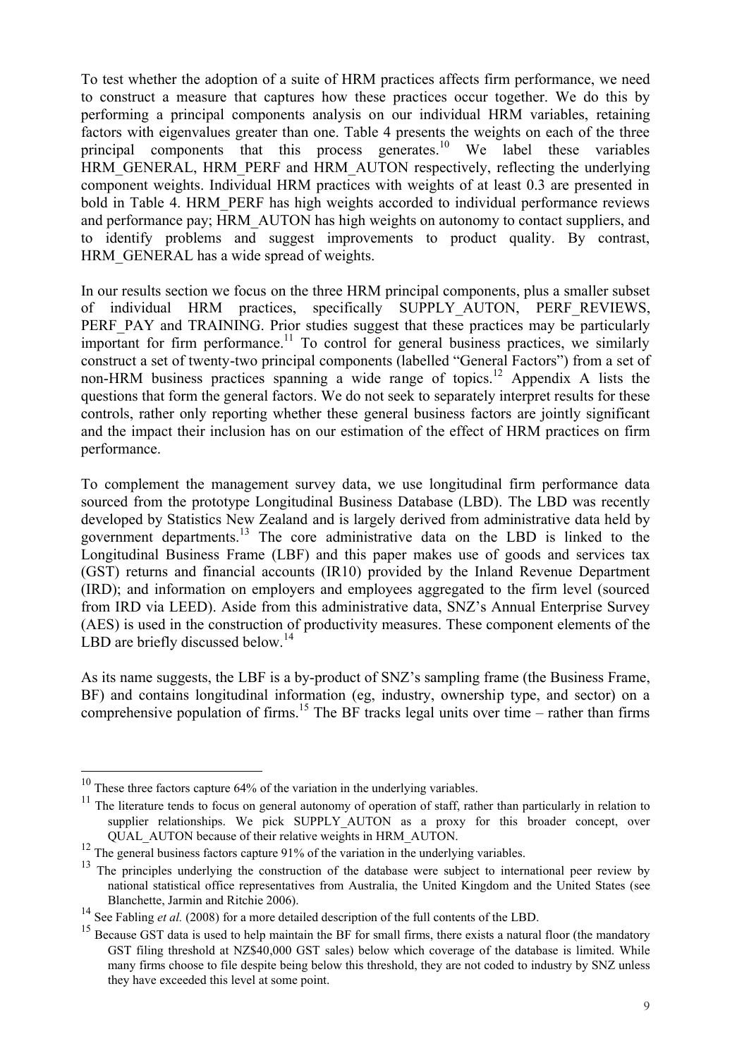To test whether the adoption of a suite of HRM practices affects firm performance, we need to construct a measure that captures how these practices occur together. We do this by performing a principal components analysis on our individual HRM variables, retaining factors with eigenvalues greater than one. Table 4 presents the weights on each of the three principal components that this process generates.[10] We label these variables HRM_GENERAL, HRM_PERF and HRM_AUTON respectively, reflecting the underlying component weights. Individual HRM practices with weights of at least 0.3 are presented in bold in Table 4. HRM_PERF has high weights accorded to individual performance reviews and performance pay; HRM_AUTON has high weights on autonomy to contact suppliers, and to identify problems and suggest improvements to product quality. By contrast, HRM_GENERAL has a wide spread of weights.

In our results section we focus on the three HRM principal components, plus a smaller subset of individual HRM practices, specifically SUPPLY_AUTON, PERF_REVIEWS, PERF_PAY and TRAINING. Prior studies suggest that these practices may be particularly important for firm performance.[11] To control for general business practices, we similarly construct a set of twenty-two principal components (labelled "General Factors") from a set of non-HRM business practices spanning a wide range of topics.[12] Appendix A lists the questions that form the general factors. We do not seek to separately interpret results for these controls, rather only reporting whether these general business factors are jointly significant and the impact their inclusion has on our estimation of the effect of HRM practices on firm performance.

To complement the management survey data, we use longitudinal firm performance data sourced from the prototype Longitudinal Business Database (LBD). The LBD was recently developed by Statistics New Zealand and is largely derived from administrative data held by government departments.[13] The core administrative data on the LBD is linked to the Longitudinal Business Frame (LBF) and this paper makes use of goods and services tax (GST) returns and financial accounts (IR10) provided by the Inland Revenue Department (IRD); and information on employers and employees aggregated to the firm level (sourced from IRD via LEED). Aside from this administrative data, SNZ's Annual Enterprise Survey (AES) is used in the construction of productivity measures. These component elements of the LBD are briefly discussed below.[14]

As its name suggests, the LBF is a by-product of SNZ's sampling frame (the Business Frame, BF) and contains longitudinal information (eg, industry, ownership type, and sector) on a comprehensive population of firms.[15] The BF tracks legal units over time – rather than firms

---

[10] These three factors capture 64% of the variation in the underlying variables.

[11] The literature tends to focus on general autonomy of operation of staff, rather than particularly in relation to supplier relationships. We pick SUPPLY_AUTON as a proxy for this broader concept, over QUAL_AUTON because of their relative weights in HRM_AUTON.

[12] The general business factors capture 91% of the variation in the underlying variables.

[13] The principles underlying the construction of the database were subject to international peer review by national statistical office representatives from Australia, the United Kingdom and the United States (see Blanchette, Jarmin and Ritchie 2006).

[14] See Fabling *et al.* (2008) for a more detailed description of the full contents of the LBD.

[15] Because GST data is used to help maintain the BF for small firms, there exists a natural floor (the mandatory GST filing threshold at NZ$40,000 GST sales) below which coverage of the database is limited. While many firms choose to file despite being below this threshold, they are not coded to industry by SNZ unless they have exceeded this level at some point.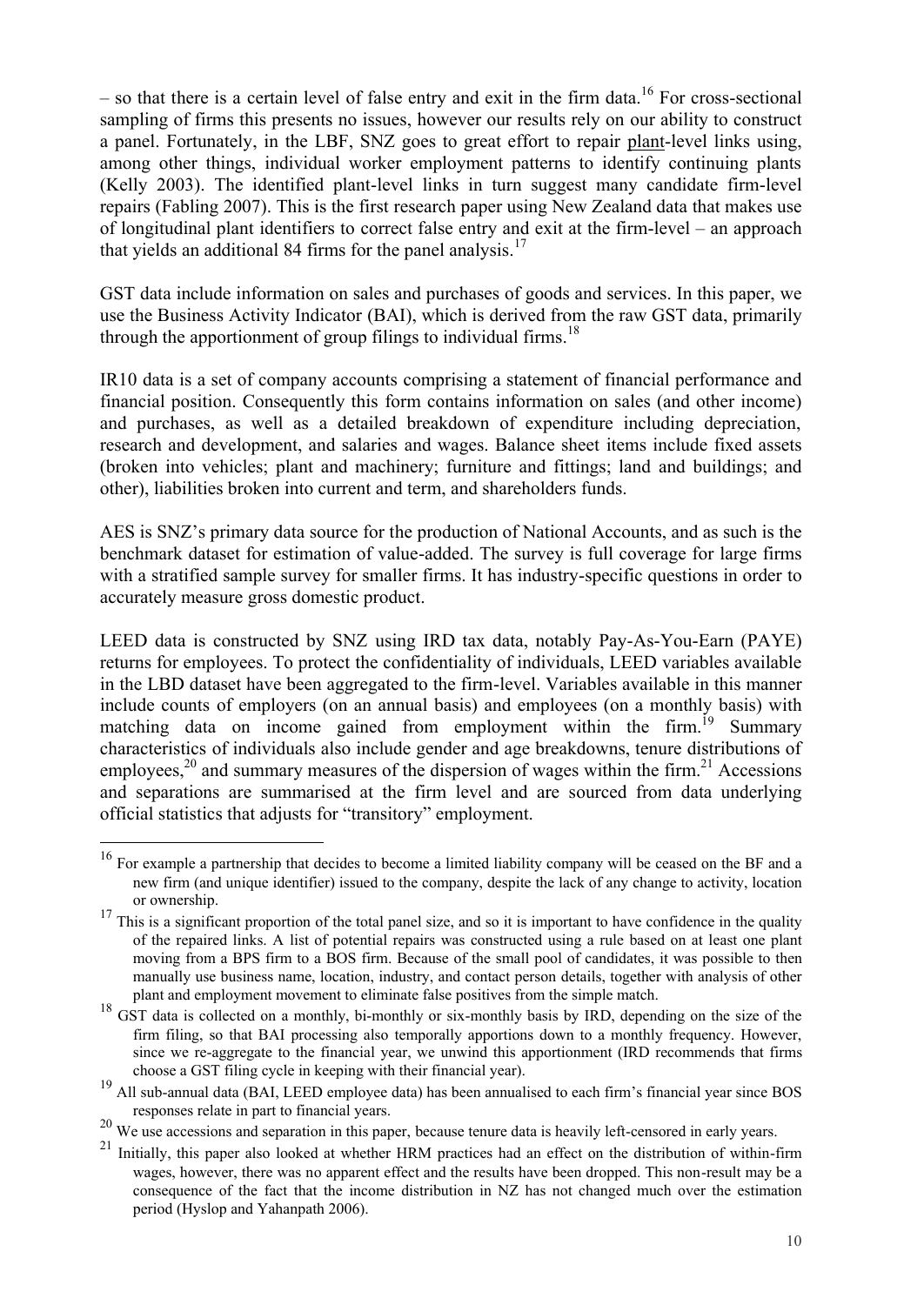– so that there is a certain level of false entry and exit in the firm data.[16] For cross-sectional sampling of firms this presents no issues, however our results rely on our ability to construct a panel. Fortunately, in the LBF, SNZ goes to great effort to repair plant-level links using, among other things, individual worker employment patterns to identify continuing plants (Kelly 2003). The identified plant-level links in turn suggest many candidate firm-level repairs (Fabling 2007). This is the first research paper using New Zealand data that makes use of longitudinal plant identifiers to correct false entry and exit at the firm-level – an approach that yields an additional 84 firms for the panel analysis.[17]

GST data include information on sales and purchases of goods and services. In this paper, we use the Business Activity Indicator (BAI), which is derived from the raw GST data, primarily through the apportionment of group filings to individual firms.[18]

IR10 data is a set of company accounts comprising a statement of financial performance and financial position. Consequently this form contains information on sales (and other income) and purchases, as well as a detailed breakdown of expenditure including depreciation, research and development, and salaries and wages. Balance sheet items include fixed assets (broken into vehicles; plant and machinery; furniture and fittings; land and buildings; and other), liabilities broken into current and term, and shareholders funds.

AES is SNZ's primary data source for the production of National Accounts, and as such is the benchmark dataset for estimation of value-added. The survey is full coverage for large firms with a stratified sample survey for smaller firms. It has industry-specific questions in order to accurately measure gross domestic product.

LEED data is constructed by SNZ using IRD tax data, notably Pay-As-You-Earn (PAYE) returns for employees. To protect the confidentiality of individuals, LEED variables available in the LBD dataset have been aggregated to the firm-level. Variables available in this manner include counts of employers (on an annual basis) and employees (on a monthly basis) with matching data on income gained from employment within the firm.[19] Summary characteristics of individuals also include gender and age breakdowns, tenure distributions of employees,[20] and summary measures of the dispersion of wages within the firm.[21] Accessions and separations are summarised at the firm level and are sourced from data underlying official statistics that adjusts for "transitory" employment.

---

[16] For example a partnership that decides to become a limited liability company will be ceased on the BF and a new firm (and unique identifier) issued to the company, despite the lack of any change to activity, location or ownership.

[17] This is a significant proportion of the total panel size, and so it is important to have confidence in the quality of the repaired links. A list of potential repairs was constructed using a rule based on at least one plant moving from a BPS firm to a BOS firm. Because of the small pool of candidates, it was possible to then manually use business name, location, industry, and contact person details, together with analysis of other plant and employment movement to eliminate false positives from the simple match.

[18] GST data is collected on a monthly, bi-monthly or six-monthly basis by IRD, depending on the size of the firm filing, so that BAI processing also temporally apportions down to a monthly frequency. However, since we re-aggregate to the financial year, we unwind this apportionment (IRD recommends that firms choose a GST filing cycle in keeping with their financial year).

[19] All sub-annual data (BAI, LEED employee data) has been annualised to each firm's financial year since BOS responses relate in part to financial years.

[20] We use accessions and separation in this paper, because tenure data is heavily left-censored in early years.

[21] Initially, this paper also looked at whether HRM practices had an effect on the distribution of within-firm wages, however, there was no apparent effect and the results have been dropped. This non-result may be a consequence of the fact that the income distribution in NZ has not changed much over the estimation period (Hyslop and Yahanpath 2006).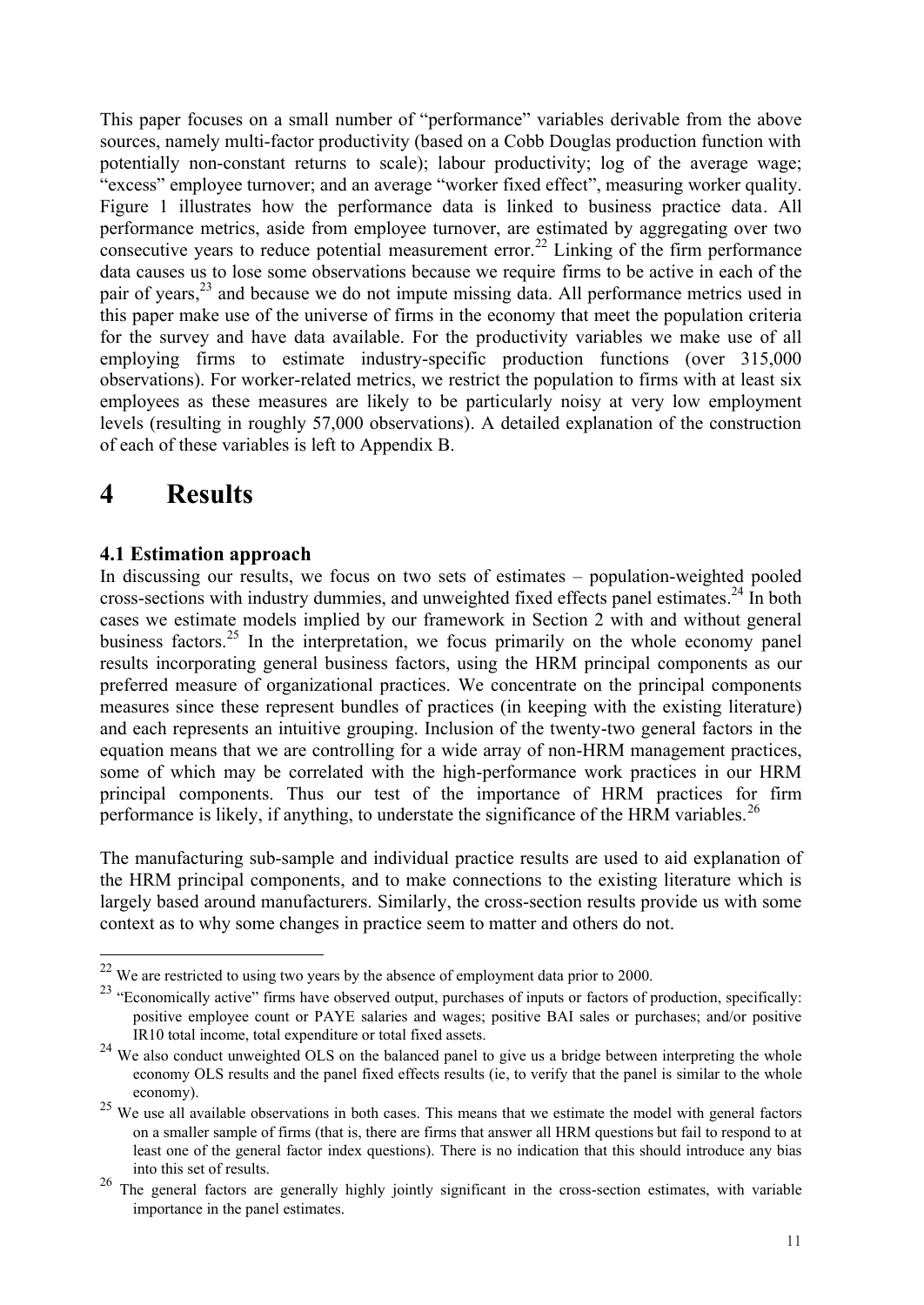This paper focuses on a small number of "performance" variables derivable from the above sources, namely multi-factor productivity (based on a Cobb Douglas production function with potentially non-constant returns to scale); labour productivity; log of the average wage; "excess" employee turnover; and an average "worker fixed effect", measuring worker quality. Figure 1 illustrates how the performance data is linked to business practice data. All performance metrics, aside from employee turnover, are estimated by aggregating over two consecutive years to reduce potential measurement error.[22] Linking of the firm performance data causes us to lose some observations because we require firms to be active in each of the pair of years,[23] and because we do not impute missing data. All performance metrics used in this paper make use of the universe of firms in the economy that meet the population criteria for the survey and have data available. For the productivity variables we make use of all employing firms to estimate industry-specific production functions (over 315,000 observations). For worker-related metrics, we restrict the population to firms with at least six employees as these measures are likely to be particularly noisy at very low employment levels (resulting in roughly 57,000 observations). A detailed explanation of the construction of each of these variables is left to Appendix B.

# 4 Results

### 4.1 Estimation approach

In discussing our results, we focus on two sets of estimates – population-weighted pooled cross-sections with industry dummies, and unweighted fixed effects panel estimates.[24] In both cases we estimate models implied by our framework in Section 2 with and without general business factors.[25] In the interpretation, we focus primarily on the whole economy panel results incorporating general business factors, using the HRM principal components as our preferred measure of organizational practices. We concentrate on the principal components measures since these represent bundles of practices (in keeping with the existing literature) and each represents an intuitive grouping. Inclusion of the twenty-two general factors in the equation means that we are controlling for a wide array of non-HRM management practices, some of which may be correlated with the high-performance work practices in our HRM principal components. Thus our test of the importance of HRM practices for firm performance is likely, if anything, to understate the significance of the HRM variables.[26]

The manufacturing sub-sample and individual practice results are used to aid explanation of the HRM principal components, and to make connections to the existing literature which is largely based around manufacturers. Similarly, the cross-section results provide us with some context as to why some changes in practice seem to matter and others do not.

---

[22] We are restricted to using two years by the absence of employment data prior to 2000.

[23] "Economically active" firms have observed output, purchases of inputs or factors of production, specifically: positive employee count or PAYE salaries and wages; positive BAI sales or purchases; and/or positive IR10 total income, total expenditure or total fixed assets.

[24] We also conduct unweighted OLS on the balanced panel to give us a bridge between interpreting the whole economy OLS results and the panel fixed effects results (ie, to verify that the panel is similar to the whole economy).

[25] We use all available observations in both cases. This means that we estimate the model with general factors on a smaller sample of firms (that is, there are firms that answer all HRM questions but fail to respond to at least one of the general factor index questions). There is no indication that this should introduce any bias into this set of results.

[26] The general factors are generally highly jointly significant in the cross-section estimates, with variable importance in the panel estimates.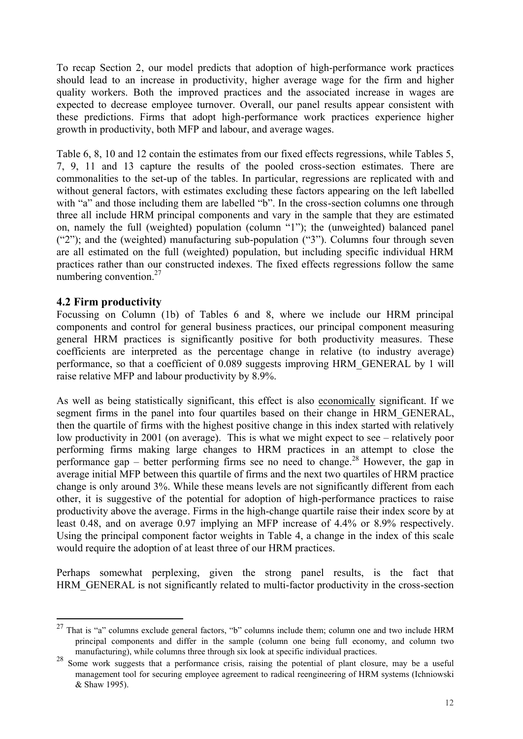To recap Section 2, our model predicts that adoption of high-performance work practices should lead to an increase in productivity, higher average wage for the firm and higher quality workers. Both the improved practices and the associated increase in wages are expected to decrease employee turnover. Overall, our panel results appear consistent with these predictions. Firms that adopt high-performance work practices experience higher growth in productivity, both MFP and labour, and average wages.

Table 6, 8, 10 and 12 contain the estimates from our fixed effects regressions, while Tables 5, 7, 9, 11 and 13 capture the results of the pooled cross-section estimates. There are commonalities to the set-up of the tables. In particular, regressions are replicated with and without general factors, with estimates excluding these factors appearing on the left labelled with "a" and those including them are labelled "b". In the cross-section columns one through three all include HRM principal components and vary in the sample that they are estimated on, namely the full (weighted) population (column "1"); the (unweighted) balanced panel ("2"); and the (weighted) manufacturing sub-population ("3"). Columns four through seven are all estimated on the full (weighted) population, but including specific individual HRM practices rather than our constructed indexes. The fixed effects regressions follow the same numbering convention.[27]

## 4.2 Firm productivity

Focussing on Column (1b) of Tables 6 and 8, where we include our HRM principal components and control for general business practices, our principal component measuring general HRM practices is significantly positive for both productivity measures. These coefficients are interpreted as the percentage change in relative (to industry average) performance, so that a coefficient of 0.089 suggests improving HRM_GENERAL by 1 will raise relative MFP and labour productivity by 8.9%.

As well as being statistically significant, this effect is also economically significant. If we segment firms in the panel into four quartiles based on their change in HRM_GENERAL, then the quartile of firms with the highest positive change in this index started with relatively low productivity in 2001 (on average). This is what we might expect to see – relatively poor performing firms making large changes to HRM practices in an attempt to close the performance gap – better performing firms see no need to change.[28] However, the gap in average initial MFP between this quartile of firms and the next two quartiles of HRM practice change is only around 3%. While these means levels are not significantly different from each other, it is suggestive of the potential for adoption of high-performance practices to raise productivity above the average. Firms in the high-change quartile raise their index score by at least 0.48, and on average 0.97 implying an MFP increase of 4.4% or 8.9% respectively. Using the principal component factor weights in Table 4, a change in the index of this scale would require the adoption of at least three of our HRM practices.

Perhaps somewhat perplexing, given the strong panel results, is the fact that HRM_GENERAL is not significantly related to multi-factor productivity in the cross-section

---

[27] That is "a" columns exclude general factors, "b" columns include them; column one and two include HRM principal components and differ in the sample (column one being full economy, and column two manufacturing), while columns three through six look at specific individual practices.

[28] Some work suggests that a performance crisis, raising the potential of plant closure, may be a useful management tool for securing employee agreement to radical reengineering of HRM systems (Ichniowski & Shaw 1995).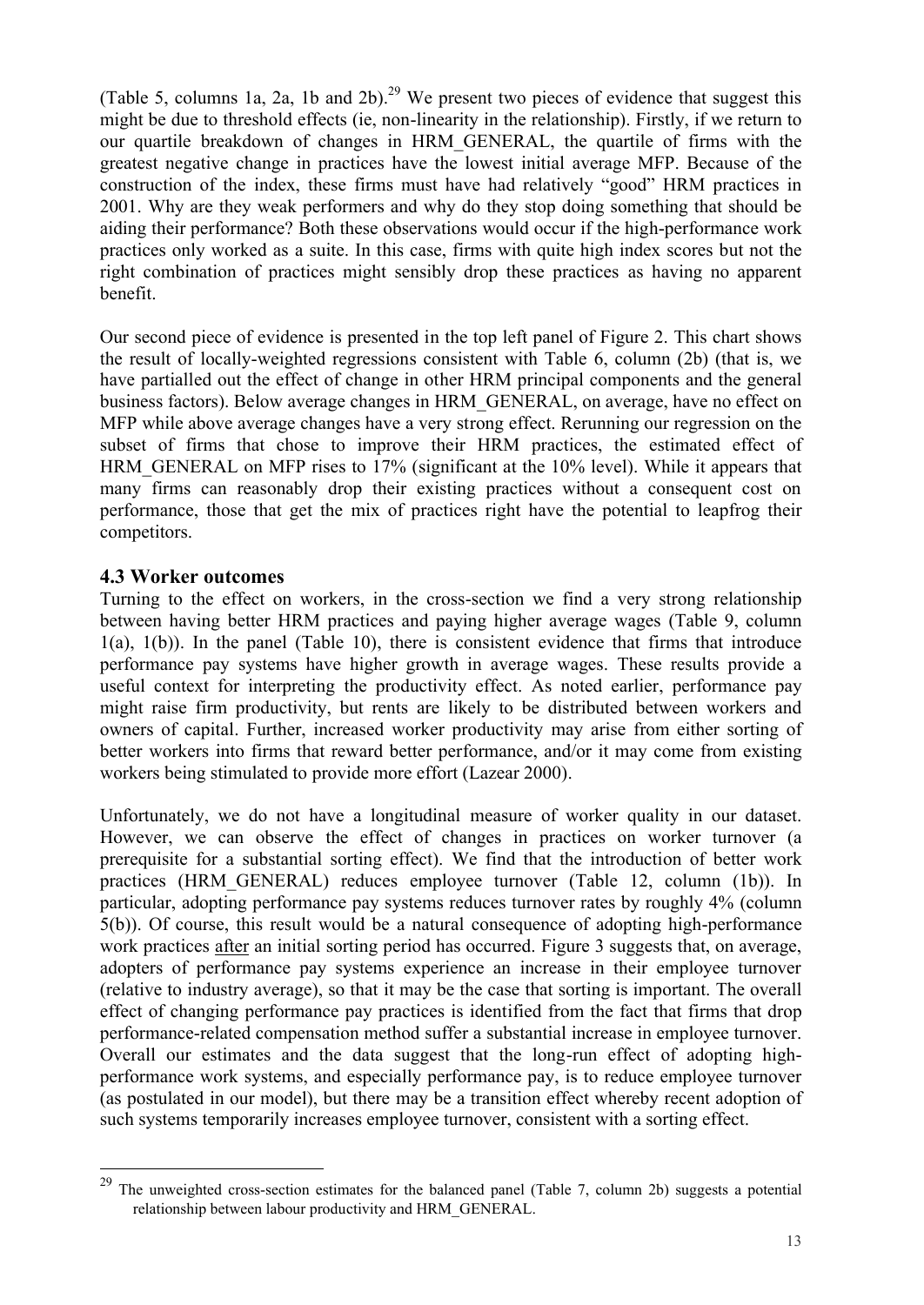(Table 5, columns 1a, 2a, 1b and 2b).[29] We present two pieces of evidence that suggest this might be due to threshold effects (ie, non-linearity in the relationship). Firstly, if we return to our quartile breakdown of changes in HRM_GENERAL, the quartile of firms with the greatest negative change in practices have the lowest initial average MFP. Because of the construction of the index, these firms must have had relatively "good" HRM practices in 2001. Why are they weak performers and why do they stop doing something that should be aiding their performance? Both these observations would occur if the high-performance work practices only worked as a suite. In this case, firms with quite high index scores but not the right combination of practices might sensibly drop these practices as having no apparent benefit.

Our second piece of evidence is presented in the top left panel of Figure 2. This chart shows the result of locally-weighted regressions consistent with Table 6, column (2b) (that is, we have partialled out the effect of change in other HRM principal components and the general business factors). Below average changes in HRM_GENERAL, on average, have no effect on MFP while above average changes have a very strong effect. Rerunning our regression on the subset of firms that chose to improve their HRM practices, the estimated effect of HRM_GENERAL on MFP rises to 17% (significant at the 10% level). While it appears that many firms can reasonably drop their existing practices without a consequent cost on performance, those that get the mix of practices right have the potential to leapfrog their competitors.

### 4.3 Worker outcomes

Turning to the effect on workers, in the cross-section we find a very strong relationship between having better HRM practices and paying higher average wages (Table 9, column 1(a), 1(b)). In the panel (Table 10), there is consistent evidence that firms that introduce performance pay systems have higher growth in average wages. These results provide a useful context for interpreting the productivity effect. As noted earlier, performance pay might raise firm productivity, but rents are likely to be distributed between workers and owners of capital. Further, increased worker productivity may arise from either sorting of better workers into firms that reward better performance, and/or it may come from existing workers being stimulated to provide more effort (Lazear 2000).

Unfortunately, we do not have a longitudinal measure of worker quality in our dataset. However, we can observe the effect of changes in practices on worker turnover (a prerequisite for a substantial sorting effect). We find that the introduction of better work practices (HRM_GENERAL) reduces employee turnover (Table 12, column (1b)). In particular, adopting performance pay systems reduces turnover rates by roughly 4% (column 5(b)). Of course, this result would be a natural consequence of adopting high-performance work practices <u>after</u> an initial sorting period has occurred. Figure 3 suggests that, on average, adopters of performance pay systems experience an increase in their employee turnover (relative to industry average), so that it may be the case that sorting is important. The overall effect of changing performance pay practices is identified from the fact that firms that drop performance-related compensation method suffer a substantial increase in employee turnover. Overall our estimates and the data suggest that the long-run effect of adopting high-performance work systems, and especially performance pay, is to reduce employee turnover (as postulated in our model), but there may be a transition effect whereby recent adoption of such systems temporarily increases employee turnover, consistent with a sorting effect.

[29] The unweighted cross-section estimates for the balanced panel (Table 7, column 2b) suggests a potential relationship between labour productivity and HRM_GENERAL.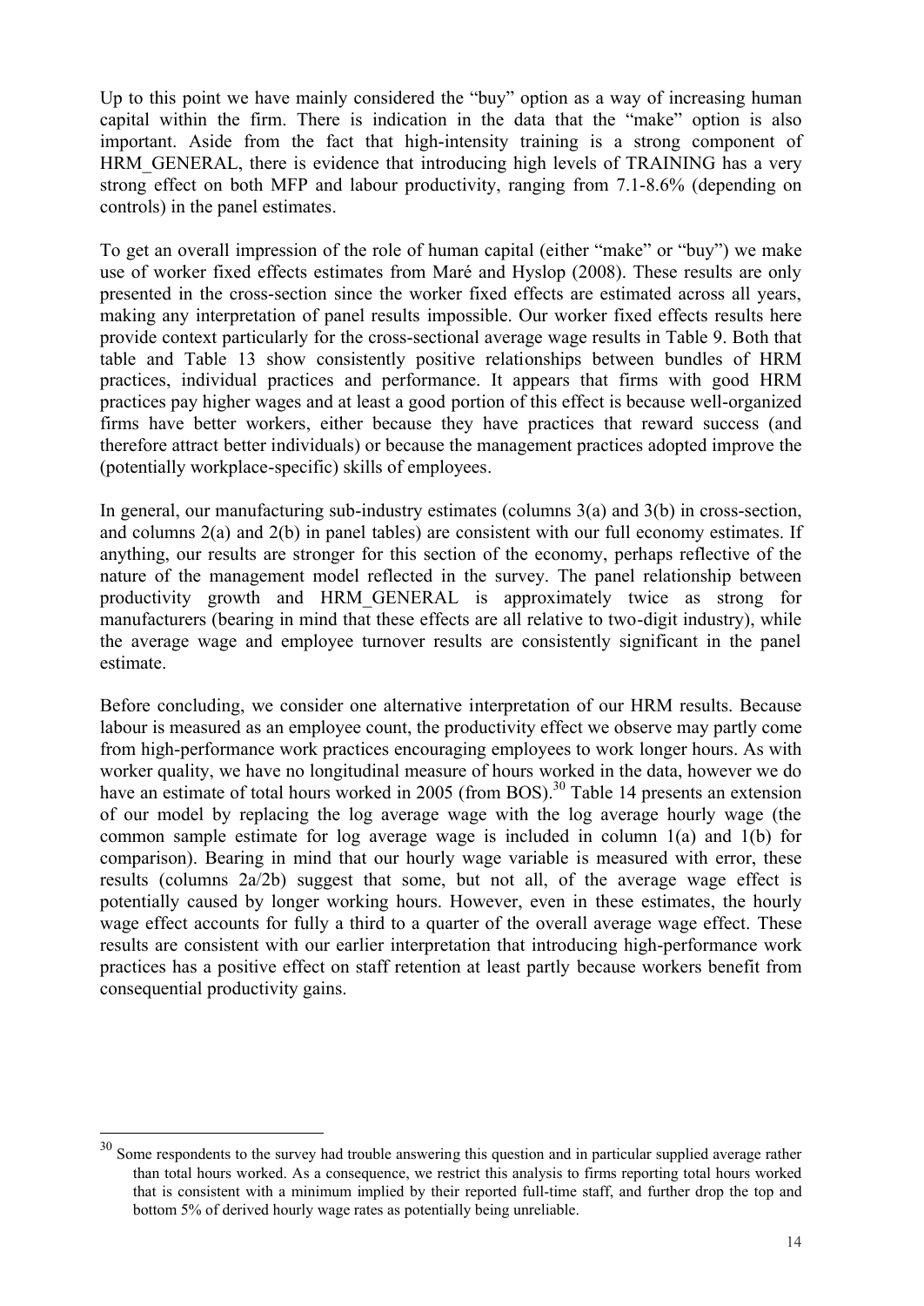Up to this point we have mainly considered the "buy" option as a way of increasing human capital within the firm. There is indication in the data that the "make" option is also important. Aside from the fact that high-intensity training is a strong component of HRM_GENERAL, there is evidence that introducing high levels of TRAINING has a very strong effect on both MFP and labour productivity, ranging from 7.1-8.6% (depending on controls) in the panel estimates.

To get an overall impression of the role of human capital (either "make" or "buy") we make use of worker fixed effects estimates from Maré and Hyslop (2008). These results are only presented in the cross-section since the worker fixed effects are estimated across all years, making any interpretation of panel results impossible. Our worker fixed effects results here provide context particularly for the cross-sectional average wage results in Table 9. Both that table and Table 13 show consistently positive relationships between bundles of HRM practices, individual practices and performance. It appears that firms with good HRM practices pay higher wages and at least a good portion of this effect is because well-organized firms have better workers, either because they have practices that reward success (and therefore attract better individuals) or because the management practices adopted improve the (potentially workplace-specific) skills of employees.

In general, our manufacturing sub-industry estimates (columns 3(a) and 3(b) in cross-section, and columns 2(a) and 2(b) in panel tables) are consistent with our full economy estimates. If anything, our results are stronger for this section of the economy, perhaps reflective of the nature of the management model reflected in the survey. The panel relationship between productivity growth and HRM_GENERAL is approximately twice as strong for manufacturers (bearing in mind that these effects are all relative to two-digit industry), while the average wage and employee turnover results are consistently significant in the panel estimate.

Before concluding, we consider one alternative interpretation of our HRM results. Because labour is measured as an employee count, the productivity effect we observe may partly come from high-performance work practices encouraging employees to work longer hours. As with worker quality, we have no longitudinal measure of hours worked in the data, however we do have an estimate of total hours worked in 2005 (from BOS).[30] Table 14 presents an extension of our model by replacing the log average wage with the log average hourly wage (the common sample estimate for log average wage is included in column 1(a) and 1(b) for comparison). Bearing in mind that our hourly wage variable is measured with error, these results (columns 2a/2b) suggest that some, but not all, of the average wage effect is potentially caused by longer working hours. However, even in these estimates, the hourly wage effect accounts for fully a third to a quarter of the overall average wage effect. These results are consistent with our earlier interpretation that introducing high-performance work practices has a positive effect on staff retention at least partly because workers benefit from consequential productivity gains.

---

[30] Some respondents to the survey had trouble answering this question and in particular supplied average rather than total hours worked. As a consequence, we restrict this analysis to firms reporting total hours worked that is consistent with a minimum implied by their reported full-time staff, and further drop the top and bottom 5% of derived hourly wage rates as potentially being unreliable.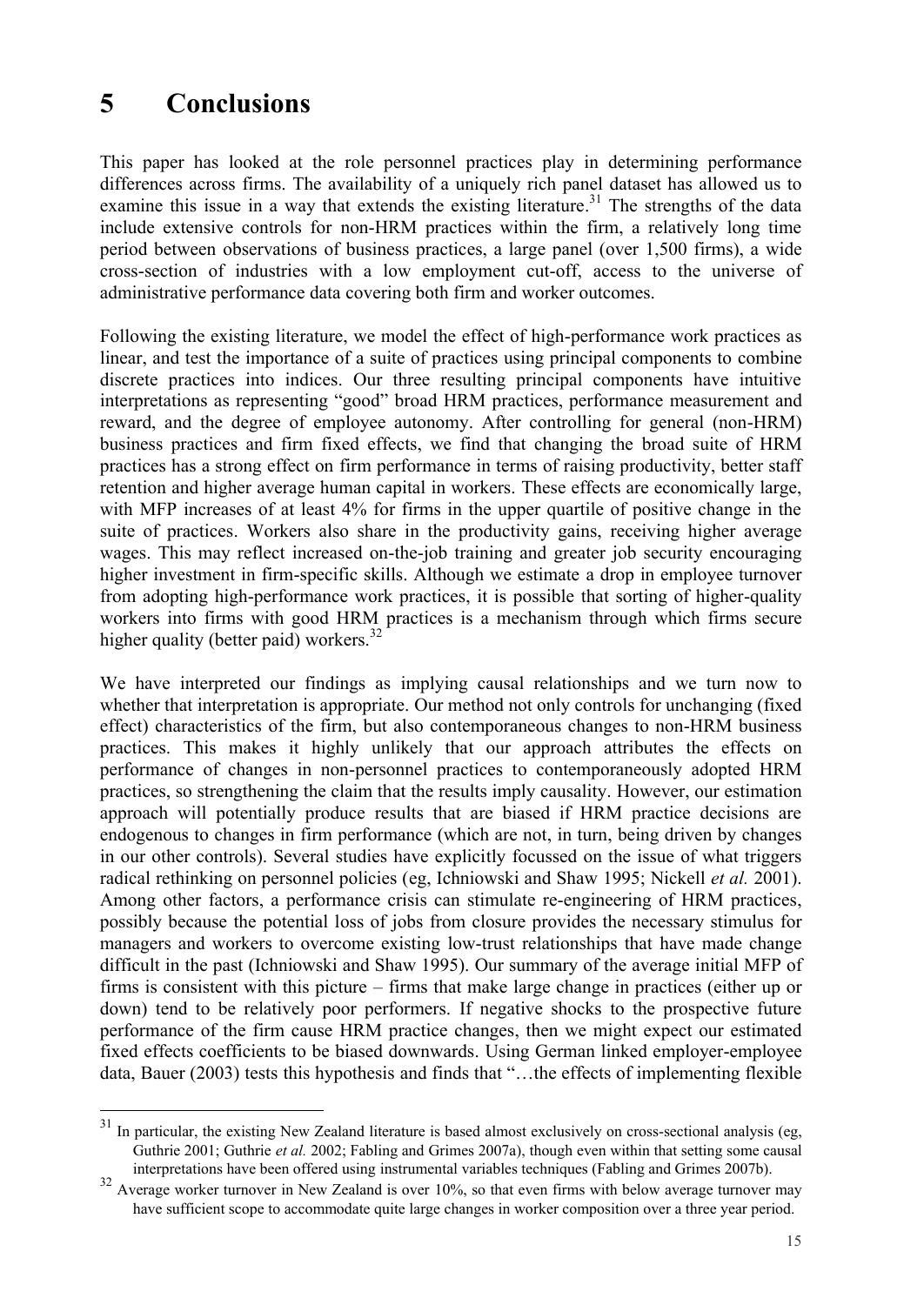# 5 Conclusions

This paper has looked at the role personnel practices play in determining performance differences across firms. The availability of a uniquely rich panel dataset has allowed us to examine this issue in a way that extends the existing literature.[31] The strengths of the data include extensive controls for non-HRM practices within the firm, a relatively long time period between observations of business practices, a large panel (over 1,500 firms), a wide cross-section of industries with a low employment cut-off, access to the universe of administrative performance data covering both firm and worker outcomes.

Following the existing literature, we model the effect of high-performance work practices as linear, and test the importance of a suite of practices using principal components to combine discrete practices into indices. Our three resulting principal components have intuitive interpretations as representing "good" broad HRM practices, performance measurement and reward, and the degree of employee autonomy. After controlling for general (non-HRM) business practices and firm fixed effects, we find that changing the broad suite of HRM practices has a strong effect on firm performance in terms of raising productivity, better staff retention and higher average human capital in workers. These effects are economically large, with MFP increases of at least 4% for firms in the upper quartile of positive change in the suite of practices. Workers also share in the productivity gains, receiving higher average wages. This may reflect increased on-the-job training and greater job security encouraging higher investment in firm-specific skills. Although we estimate a drop in employee turnover from adopting high-performance work practices, it is possible that sorting of higher-quality workers into firms with good HRM practices is a mechanism through which firms secure higher quality (better paid) workers.[32]

We have interpreted our findings as implying causal relationships and we turn now to whether that interpretation is appropriate. Our method not only controls for unchanging (fixed effect) characteristics of the firm, but also contemporaneous changes to non-HRM business practices. This makes it highly unlikely that our approach attributes the effects on performance of changes in non-personnel practices to contemporaneously adopted HRM practices, so strengthening the claim that the results imply causality. However, our estimation approach will potentially produce results that are biased if HRM practice decisions are endogenous to changes in firm performance (which are not, in turn, being driven by changes in our other controls). Several studies have explicitly focussed on the issue of what triggers radical rethinking on personnel policies (eg, Ichniowski and Shaw 1995; Nickell *et al.* 2001). Among other factors, a performance crisis can stimulate re-engineering of HRM practices, possibly because the potential loss of jobs from closure provides the necessary stimulus for managers and workers to overcome existing low-trust relationships that have made change difficult in the past (Ichniowski and Shaw 1995). Our summary of the average initial MFP of firms is consistent with this picture – firms that make large change in practices (either up or down) tend to be relatively poor performers. If negative shocks to the prospective future performance of the firm cause HRM practice changes, then we might expect our estimated fixed effects coefficients to be biased downwards. Using German linked employer-employee data, Bauer (2003) tests this hypothesis and finds that "…the effects of implementing flexible

[31] In particular, the existing New Zealand literature is based almost exclusively on cross-sectional analysis (eg, Guthrie 2001; Guthrie *et al.* 2002; Fabling and Grimes 2007a), though even within that setting some causal interpretations have been offered using instrumental variables techniques (Fabling and Grimes 2007b).

[32] Average worker turnover in New Zealand is over 10%, so that even firms with below average turnover may have sufficient scope to accommodate quite large changes in worker composition over a three year period.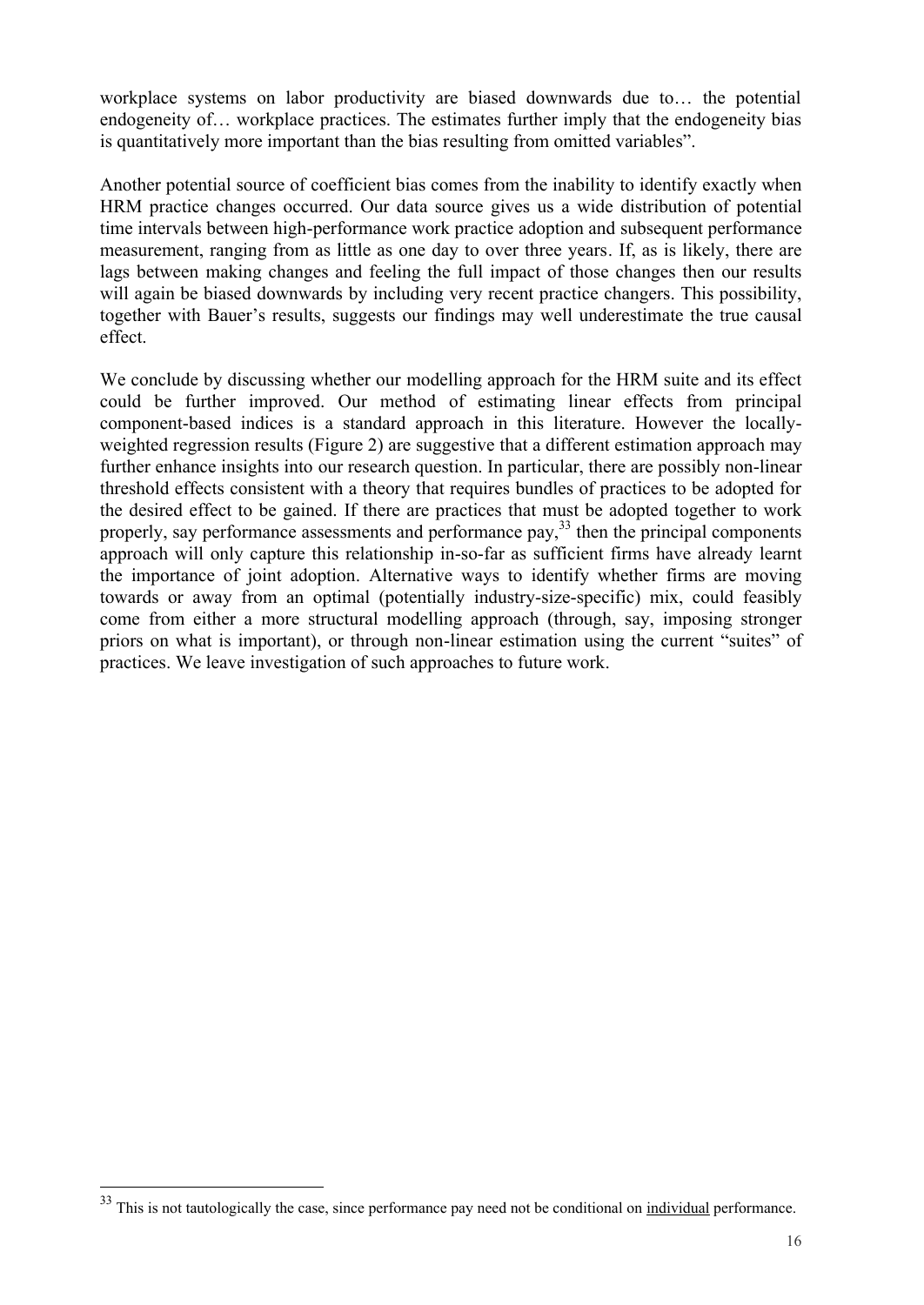workplace systems on labor productivity are biased downwards due to… the potential endogeneity of… workplace practices. The estimates further imply that the endogeneity bias is quantitatively more important than the bias resulting from omitted variables".

Another potential source of coefficient bias comes from the inability to identify exactly when HRM practice changes occurred. Our data source gives us a wide distribution of potential time intervals between high-performance work practice adoption and subsequent performance measurement, ranging from as little as one day to over three years. If, as is likely, there are lags between making changes and feeling the full impact of those changes then our results will again be biased downwards by including very recent practice changers. This possibility, together with Bauer's results, suggests our findings may well underestimate the true causal effect.

We conclude by discussing whether our modelling approach for the HRM suite and its effect could be further improved. Our method of estimating linear effects from principal component-based indices is a standard approach in this literature. However the locally-weighted regression results (Figure 2) are suggestive that a different estimation approach may further enhance insights into our research question. In particular, there are possibly non-linear threshold effects consistent with a theory that requires bundles of practices to be adopted for the desired effect to be gained. If there are practices that must be adopted together to work properly, say performance assessments and performance pay,[33] then the principal components approach will only capture this relationship in-so-far as sufficient firms have already learnt the importance of joint adoption. Alternative ways to identify whether firms are moving towards or away from an optimal (potentially industry-size-specific) mix, could feasibly come from either a more structural modelling approach (through, say, imposing stronger priors on what is important), or through non-linear estimation using the current "suites" of practices. We leave investigation of such approaches to future work.

---

[33] This is not tautologically the case, since performance pay need not be conditional on individual performance.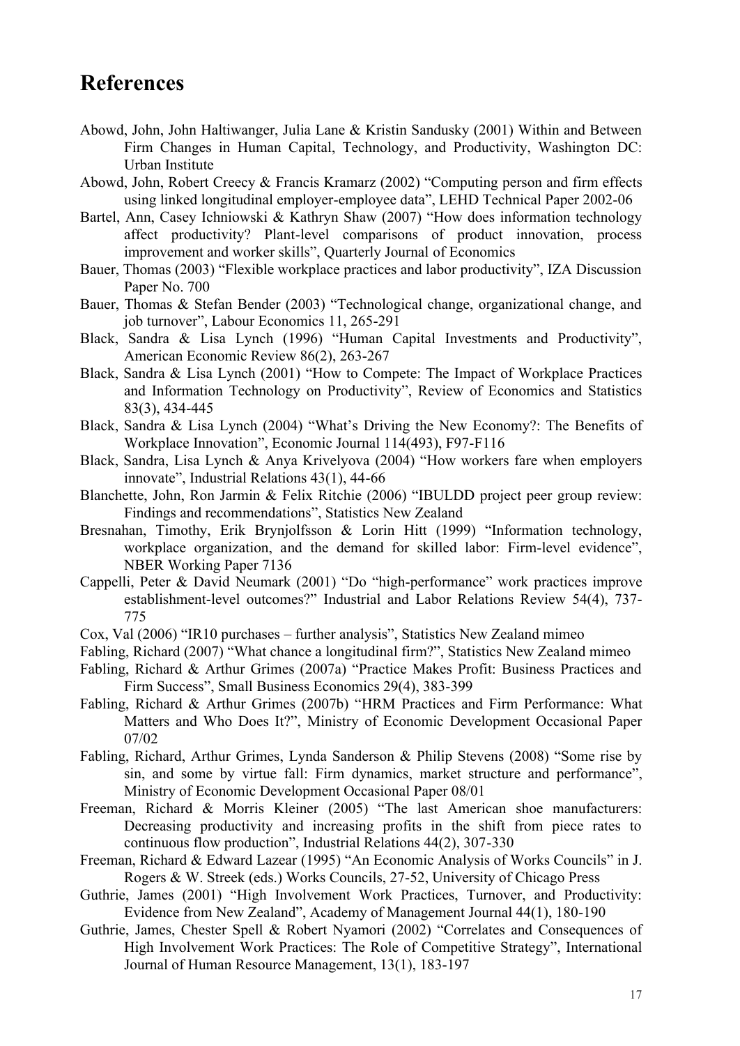## References

Abowd, John, John Haltiwanger, Julia Lane & Kristin Sandusky (2001) Within and Between Firm Changes in Human Capital, Technology, and Productivity, Washington DC: Urban Institute

Abowd, John, Robert Creecy & Francis Kramarz (2002) "Computing person and firm effects using linked longitudinal employer-employee data", LEHD Technical Paper 2002-06

Bartel, Ann, Casey Ichniowski & Kathryn Shaw (2007) "How does information technology affect productivity? Plant-level comparisons of product innovation, process improvement and worker skills", Quarterly Journal of Economics

Bauer, Thomas (2003) "Flexible workplace practices and labor productivity", IZA Discussion Paper No. 700

Bauer, Thomas & Stefan Bender (2003) "Technological change, organizational change, and job turnover", Labour Economics 11, 265-291

Black, Sandra & Lisa Lynch (1996) "Human Capital Investments and Productivity", American Economic Review 86(2), 263-267

Black, Sandra & Lisa Lynch (2001) "How to Compete: The Impact of Workplace Practices and Information Technology on Productivity", Review of Economics and Statistics 83(3), 434-445

Black, Sandra & Lisa Lynch (2004) "What's Driving the New Economy?: The Benefits of Workplace Innovation", Economic Journal 114(493), F97-F116

Black, Sandra, Lisa Lynch & Anya Krivelyova (2004) "How workers fare when employers innovate", Industrial Relations 43(1), 44-66

Blanchette, John, Ron Jarmin & Felix Ritchie (2006) "IBULDD project peer group review: Findings and recommendations", Statistics New Zealand

Bresnahan, Timothy, Erik Brynjolfsson & Lorin Hitt (1999) "Information technology, workplace organization, and the demand for skilled labor: Firm-level evidence", NBER Working Paper 7136

Cappelli, Peter & David Neumark (2001) "Do "high-performance" work practices improve establishment-level outcomes?" Industrial and Labor Relations Review 54(4), 737-775

Cox, Val (2006) "IR10 purchases – further analysis", Statistics New Zealand mimeo

Fabling, Richard (2007) "What chance a longitudinal firm?", Statistics New Zealand mimeo

Fabling, Richard & Arthur Grimes (2007a) "Practice Makes Profit: Business Practices and Firm Success", Small Business Economics 29(4), 383-399

Fabling, Richard & Arthur Grimes (2007b) "HRM Practices and Firm Performance: What Matters and Who Does It?", Ministry of Economic Development Occasional Paper 07/02

Fabling, Richard, Arthur Grimes, Lynda Sanderson & Philip Stevens (2008) "Some rise by sin, and some by virtue fall: Firm dynamics, market structure and performance", Ministry of Economic Development Occasional Paper 08/01

Freeman, Richard & Morris Kleiner (2005) "The last American shoe manufacturers: Decreasing productivity and increasing profits in the shift from piece rates to continuous flow production", Industrial Relations 44(2), 307-330

Freeman, Richard & Edward Lazear (1995) "An Economic Analysis of Works Councils" in J. Rogers & W. Streek (eds.) Works Councils, 27-52, University of Chicago Press

Guthrie, James (2001) "High Involvement Work Practices, Turnover, and Productivity: Evidence from New Zealand", Academy of Management Journal 44(1), 180-190

Guthrie, James, Chester Spell & Robert Nyamori (2002) "Correlates and Consequences of High Involvement Work Practices: The Role of Competitive Strategy", International Journal of Human Resource Management, 13(1), 183-197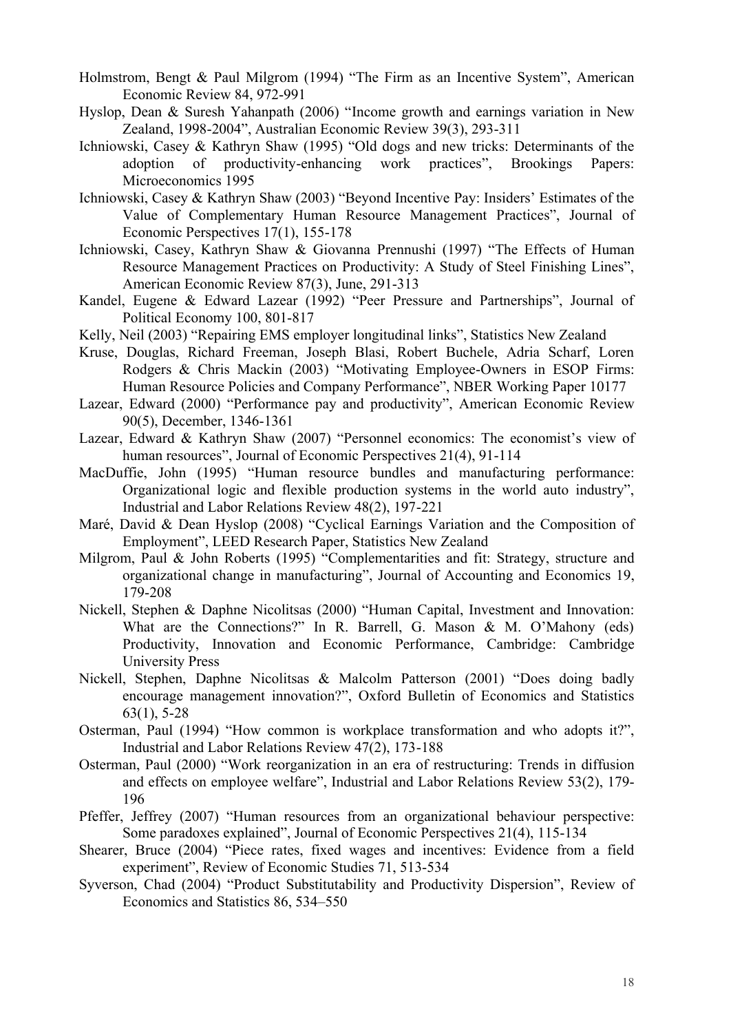Holmstrom, Bengt & Paul Milgrom (1994) "The Firm as an Incentive System", American Economic Review 84, 972-991

Hyslop, Dean & Suresh Yahanpath (2006) "Income growth and earnings variation in New Zealand, 1998-2004", Australian Economic Review 39(3), 293-311

Ichniowski, Casey & Kathryn Shaw (1995) "Old dogs and new tricks: Determinants of the adoption of productivity-enhancing work practices", Brookings Papers: Microeconomics 1995

Ichniowski, Casey & Kathryn Shaw (2003) "Beyond Incentive Pay: Insiders' Estimates of the Value of Complementary Human Resource Management Practices", Journal of Economic Perspectives 17(1), 155-178

Ichniowski, Casey, Kathryn Shaw & Giovanna Prennushi (1997) "The Effects of Human Resource Management Practices on Productivity: A Study of Steel Finishing Lines", American Economic Review 87(3), June, 291-313

Kandel, Eugene & Edward Lazear (1992) "Peer Pressure and Partnerships", Journal of Political Economy 100, 801-817

Kelly, Neil (2003) "Repairing EMS employer longitudinal links", Statistics New Zealand

Kruse, Douglas, Richard Freeman, Joseph Blasi, Robert Buchele, Adria Scharf, Loren Rodgers & Chris Mackin (2003) "Motivating Employee-Owners in ESOP Firms: Human Resource Policies and Company Performance", NBER Working Paper 10177

Lazear, Edward (2000) "Performance pay and productivity", American Economic Review 90(5), December, 1346-1361

Lazear, Edward & Kathryn Shaw (2007) "Personnel economics: The economist's view of human resources", Journal of Economic Perspectives 21(4), 91-114

MacDuffie, John (1995) "Human resource bundles and manufacturing performance: Organizational logic and flexible production systems in the world auto industry", Industrial and Labor Relations Review 48(2), 197-221

Maré, David & Dean Hyslop (2008) "Cyclical Earnings Variation and the Composition of Employment", LEED Research Paper, Statistics New Zealand

Milgrom, Paul & John Roberts (1995) "Complementarities and fit: Strategy, structure and organizational change in manufacturing", Journal of Accounting and Economics 19, 179-208

Nickell, Stephen & Daphne Nicolitsas (2000) "Human Capital, Investment and Innovation: What are the Connections?" In R. Barrell, G. Mason & M. O'Mahony (eds) Productivity, Innovation and Economic Performance, Cambridge: Cambridge University Press

Nickell, Stephen, Daphne Nicolitsas & Malcolm Patterson (2001) "Does doing badly encourage management innovation?", Oxford Bulletin of Economics and Statistics 63(1), 5-28

Osterman, Paul (1994) "How common is workplace transformation and who adopts it?", Industrial and Labor Relations Review 47(2), 173-188

Osterman, Paul (2000) "Work reorganization in an era of restructuring: Trends in diffusion and effects on employee welfare", Industrial and Labor Relations Review 53(2), 179-196

Pfeffer, Jeffrey (2007) "Human resources from an organizational behaviour perspective: Some paradoxes explained", Journal of Economic Perspectives 21(4), 115-134

Shearer, Bruce (2004) "Piece rates, fixed wages and incentives: Evidence from a field experiment", Review of Economic Studies 71, 513-534

Syverson, Chad (2004) "Product Substitutability and Productivity Dispersion", Review of Economics and Statistics 86, 534–550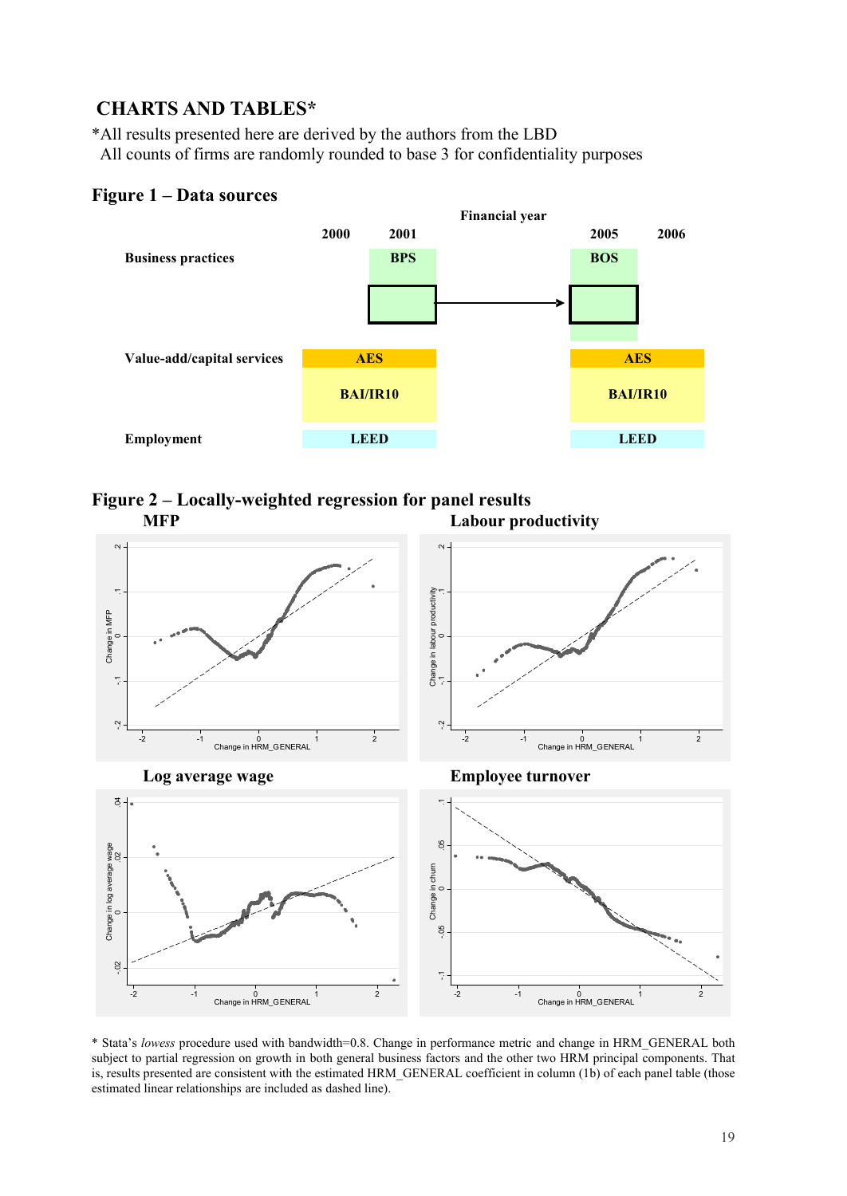## CHARTS AND TABLES*

*All results presented here are derived by the authors from the LBD
All counts of firms are randomly rounded to base 3 for confidentiality purposes

### Figure 1 – Data sources

Financial year

2000 2001 2005 2006

Business practices

BPS

BOS

Value-add/capital services

AES

BAI/IR10

AES

BAI/IR10

Employment

LEED

LEED

### Figure 2 – Locally-weighted regression for panel results

**MFP**

Change in MFP

.2
.1
0
-.1
-.2

-2 -1 0 1 2

Change in HRM_GENERAL

**Labour productivity**

Change in labour productivity

.2
.1
0
-.1
-.2

-2 -1 0 1 2

Change in HRM_GENERAL

**Log average wage**

Change in log average wage

.04
.02
0
-.02

-2 -1 0 1 2

Change in HRM_GENERAL

**Employee turnover**

Change in churn

.1
.05
0
-.05
-.1

-2 -1 0 1 2

Change in HRM_GENERAL

* Stata's *lowess* procedure used with bandwidth=0.8. Change in performance metric and change in HRM_GENERAL both subject to partial regression on growth in both general business factors and the other two HRM principal components. That is, results presented are consistent with the estimated HRM_GENERAL coefficient in column (1b) of each panel table (those estimated linear relationships are included as dashed line).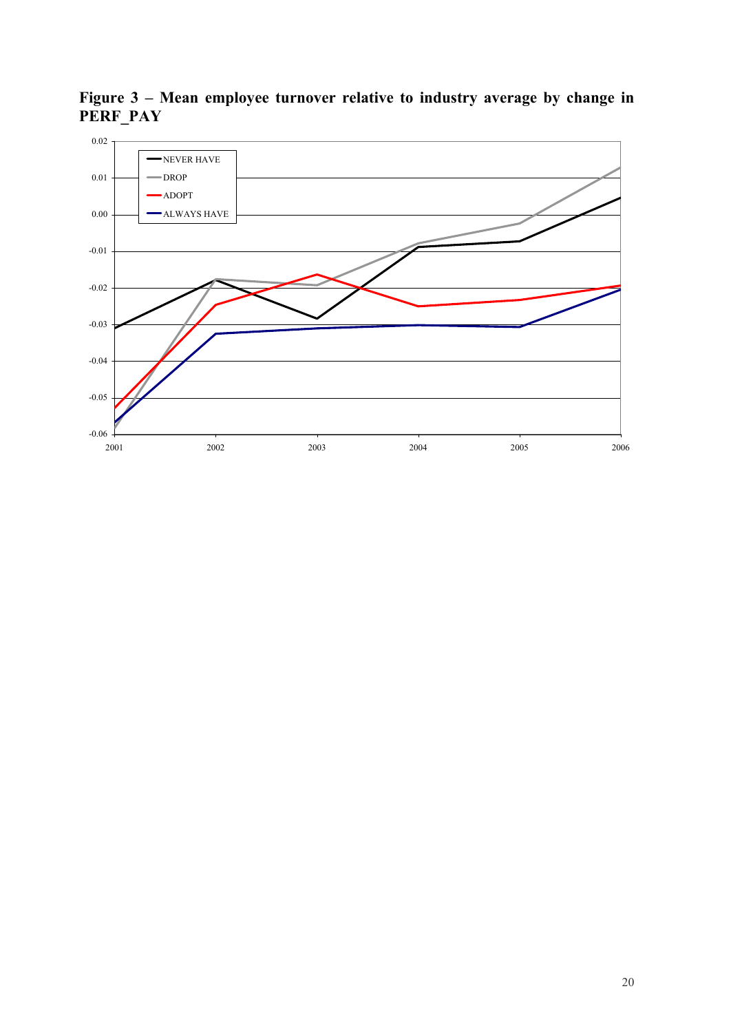**Figure 3 – Mean employee turnover relative to industry average by change in PERF_PAY**

NEVER HAVE
DROP
ADOPT
ALWAYS HAVE

0.02
0.01
0.00
-0.01
-0.02
-0.03
-0.04
-0.05
-0.06

2001
2002
2003
2004
2005
2006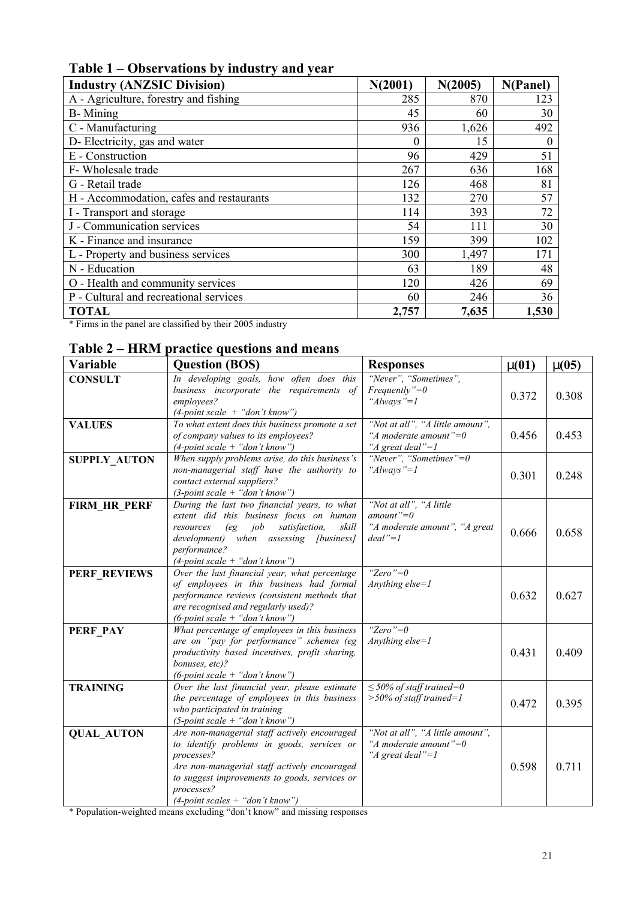## Table 1 – Observations by industry and year

| Industry (ANZSIC Division) | N(2001) | N(2005) | N(Panel) |
|---|---|---|---|
| A - Agriculture, forestry and fishing | 285 | 870 | 123 |
| B- Mining | 45 | 60 | 30 |
| C - Manufacturing | 936 | 1,626 | 492 |
| D- Electricity, gas and water | 0 | 15 | 0 |
| E - Construction | 96 | 429 | 51 |
| F- Wholesale trade | 267 | 636 | 168 |
| G - Retail trade | 126 | 468 | 81 |
| H - Accommodation, cafes and restaurants | 132 | 270 | 57 |
| I - Transport and storage | 114 | 393 | 72 |
| J - Communication services | 54 | 111 | 30 |
| K - Finance and insurance | 159 | 399 | 102 |
| L - Property and business services | 300 | 1,497 | 171 |
| N - Education | 63 | 189 | 48 |
| O - Health and community services | 120 | 426 | 69 |
| P - Cultural and recreational services | 60 | 246 | 36 |
| **TOTAL** | **2,757** | **7,635** | **1,530** |

* Firms in the panel are classified by their 2005 industry

## Table 2 – HRM practice questions and means

| Variable | Question (BOS) | Responses | $\mu(01)$ | $\mu(05)$ |
|---|---|---|---|---|
| **CONSULT** | *In developing goals, how often does this business incorporate the requirements of employees? (4-point scale + "don't know")* | *"Never", "Sometimes", Frequently"=0 "Always"=1* | 0.372 | 0.308 |
| **VALUES** | *To what extent does this business promote a set of company values to its employees? (4-point scale + "don't know")* | *"Not at all", "A little amount", "A moderate amount"=0 "A great deal"=1* | 0.456 | 0.453 |
| **SUPPLY_AUTON** | *When supply problems arise, do this business's non-managerial staff have the authority to contact external suppliers? (3-point scale + "don't know")* | *"Never", "Sometimes"=0 "Always"=1* | 0.301 | 0.248 |
| **FIRM_HR_PERF** | *During the last two financial years, to what extent did this business focus on human resources (eg job satisfaction, skill development) when assessing [business] performance? (4-point scale + "don't know")* | *"Not at all", "A little amount"=0 "A moderate amount", "A great deal"=1* | 0.666 | 0.658 |
| **PERF_REVIEWS** | *Over the last financial year, what percentage of employees in this business had formal performance reviews (consistent methods that are recognised and regularly used)? (6-point scale + "don't know")* | *"Zero"=0 Anything else=1* | 0.632 | 0.627 |
| **PERF_PAY** | *What percentage of employees in this business are on "pay for performance" schemes (eg productivity based incentives, profit sharing, bonuses, etc)? (6-point scale + "don't know")* | *"Zero"=0 Anything else=1* | 0.431 | 0.409 |
| **TRAINING** | *Over the last financial year, please estimate the percentage of employees in this business who participated in training (5-point scale + "don't know")* | *≤ 50% of staff trained=0 >50% of staff trained=1* | 0.472 | 0.395 |
| **QUAL_AUTON** | *Are non-managerial staff actively encouraged to identify problems in goods, services or processes? Are non-managerial staff actively encouraged to suggest improvements to goods, services or processes? (4-point scales + "don't know")* | *"Not at all", "A little amount", "A moderate amount"=0 "A great deal"=1* | 0.598 | 0.711 |

* Population-weighted means excluding "don't know" and missing responses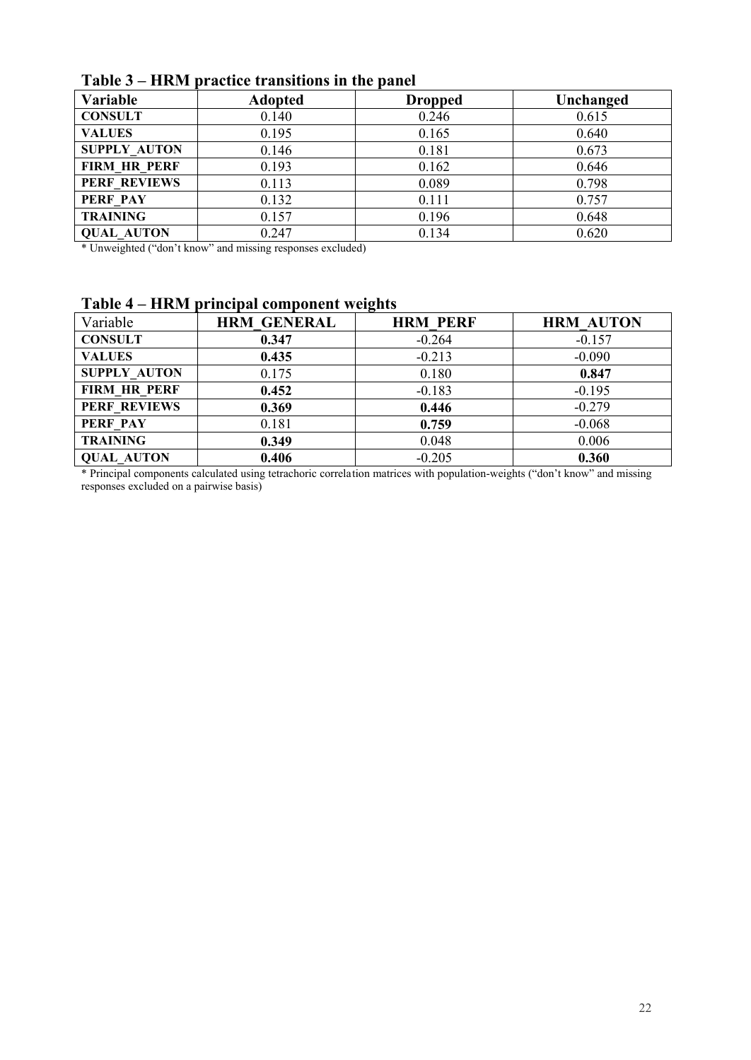**Table 3 – HRM practice transitions in the panel**

| Variable | Adopted | Dropped | Unchanged |
|---|---|---|---|
| **CONSULT** | 0.140 | 0.246 | 0.615 |
| **VALUES** | 0.195 | 0.165 | 0.640 |
| **SUPPLY_AUTON** | 0.146 | 0.181 | 0.673 |
| **FIRM_HR_PERF** | 0.193 | 0.162 | 0.646 |
| **PERF_REVIEWS** | 0.113 | 0.089 | 0.798 |
| **PERF_PAY** | 0.132 | 0.111 | 0.757 |
| **TRAINING** | 0.157 | 0.196 | 0.648 |
| **QUAL_AUTON** | 0.247 | 0.134 | 0.620 |

* Unweighted ("don't know" and missing responses excluded)

**Table 4 – HRM principal component weights**

| Variable | HRM_GENERAL | HRM_PERF | HRM_AUTON |
|---|---|---|---|
| **CONSULT** | **0.347** | -0.264 | -0.157 |
| **VALUES** | **0.435** | -0.213 | -0.090 |
| **SUPPLY_AUTON** | 0.175 | 0.180 | **0.847** |
| **FIRM_HR_PERF** | **0.452** | -0.183 | -0.195 |
| **PERF_REVIEWS** | **0.369** | **0.446** | -0.279 |
| **PERF_PAY** | 0.181 | **0.759** | -0.068 |
| **TRAINING** | **0.349** | 0.048 | 0.006 |
| **QUAL_AUTON** | **0.406** | -0.205 | **0.360** |

* Principal components calculated using tetrachoric correlation matrices with population-weights ("don't know" and missing responses excluded on a pairwise basis)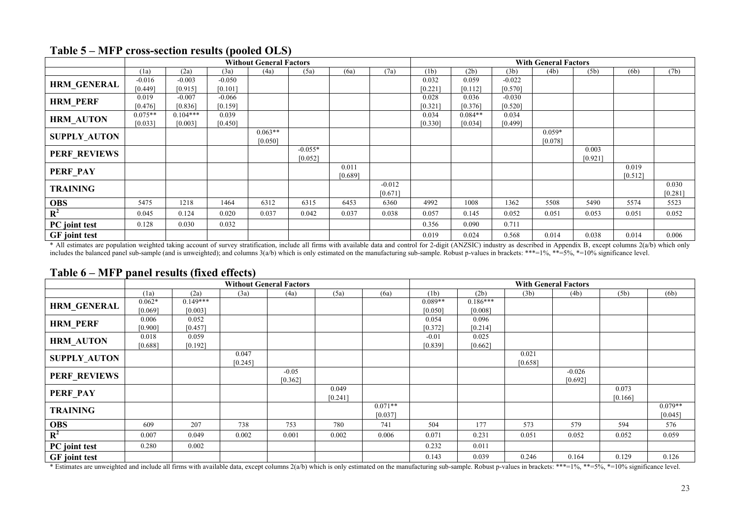## Table 5 – MFP cross-section results (pooled OLS)

| | Without General Factors | | | | | | | With General Factors | | | | | | |
|---|---|---|---|---|---|---|---|---|---|---|---|---|---|---|
| | (1a) | (2a) | (3a) | (4a) | (5a) | (6a) | (7a) | (1b) | (2b) | (3b) | (4b) | (5b) | (6b) | (7b) |
| **HRM_GENERAL** | -0.016 [0.449] | -0.003 [0.915] | -0.050 [0.101] | | | | | 0.032 [0.221] | 0.059 [0.112] | -0.022 [0.570] | | | | |
| **HRM_PERF** | 0.019 [0.476] | -0.007 [0.836] | -0.066 [0.159] | | | | | 0.028 [0.321] | 0.036 [0.376] | -0.030 [0.520] | | | | |
| **HRM_AUTON** | 0.075** [0.033] | 0.104*** [0.003] | 0.039 [0.450] | | | | | 0.034 [0.330] | 0.084** [0.034] | 0.034 [0.499] | | | | |
| **SUPPLY_AUTON** | | | | 0.063** [0.050] | | | | | | | 0.059* [0.078] | | | |
| **PERF_REVIEWS** | | | | | -0.055* [0.052] | | | | | | | 0.003 [0.921] | | |
| **PERF_PAY** | | | | | | 0.011 [0.689] | | | | | | | 0.019 [0.512] | |
| **TRAINING** | | | | | | | -0.012 [0.671] | | | | | | | 0.030 [0.281] |
| **OBS** | 5475 | 1218 | 1464 | 6312 | 6315 | 6453 | 6360 | 4992 | 1008 | 1362 | 5508 | 5490 | 5574 | 5523 |
| $R^2$ | 0.045 | 0.124 | 0.020 | 0.037 | 0.042 | 0.037 | 0.038 | 0.057 | 0.145 | 0.052 | 0.051 | 0.053 | 0.051 | 0.052 |
| **PC joint test** | 0.128 | 0.030 | 0.032 | | | | | 0.356 | 0.090 | 0.711 | | | | |
| **GF joint test** | | | | | | | | 0.019 | 0.024 | 0.568 | 0.014 | 0.038 | 0.014 | 0.006 |

* All estimates are population weighted taking account of survey stratification, include all firms with available data and control for 2-digit (ANZSIC) industry as described in Appendix B, except columns 2(a/b) which only includes the balanced panel sub-sample (and is unweighted); and columns 3(a/b) which is only estimated on the manufacturing sub-sample. Robust p-values in brackets: ***=1%, **=5%, *=10% significance level.

## Table 6 – MFP panel results (fixed effects)

| | Without General Factors | | | | | | With General Factors | | | | | |
|---|---|---|---|---|---|---|---|---|---|---|---|---|
| | (1a) | (2a) | (3a) | (4a) | (5a) | (6a) | (1b) | (2b) | (3b) | (4b) | (5b) | (6b) |
| **HRM_GENERAL** | 0.062* [0.069] | 0.149*** [0.003] | | | | | 0.089** [0.050] | 0.186*** [0.008] | | | | |
| **HRM_PERF** | 0.006 [0.900] | 0.052 [0.457] | | | | | 0.054 [0.372] | 0.096 [0.214] | | | | |
| **HRM_AUTON** | 0.018 [0.688] | 0.059 [0.192] | | | | | -0.01 [0.839] | 0.025 [0.662] | | | | |
| **SUPPLY_AUTON** | | | 0.047 [0.245] | | | | | | 0.021 [0.658] | | | |
| **PERF_REVIEWS** | | | | -0.05 [0.362] | | | | | | -0.026 [0.692] | | |
| **PERF_PAY** | | | | | 0.049 [0.241] | | | | | | 0.073 [0.166] | |
| **TRAINING** | | | | | | 0.071** [0.037] | | | | | | 0.079** [0.045] |
| **OBS** | 609 | 207 | 738 | 753 | 780 | 741 | 504 | 177 | 573 | 579 | 594 | 576 |
| $R^2$ | 0.007 | 0.049 | 0.002 | 0.001 | 0.002 | 0.006 | 0.071 | 0.231 | 0.051 | 0.052 | 0.052 | 0.059 |
| **PC joint test** | 0.280 | 0.002 | | | | | 0.232 | 0.011 | | | | |
| **GF joint test** | | | | | | | 0.143 | 0.039 | 0.246 | 0.164 | 0.129 | 0.126 |

* Estimates are unweighted and include all firms with available data, except columns 2(a/b) which is only estimated on the manufacturing sub-sample. Robust p-values in brackets: ***=1%, **=5%, *=10% significance level.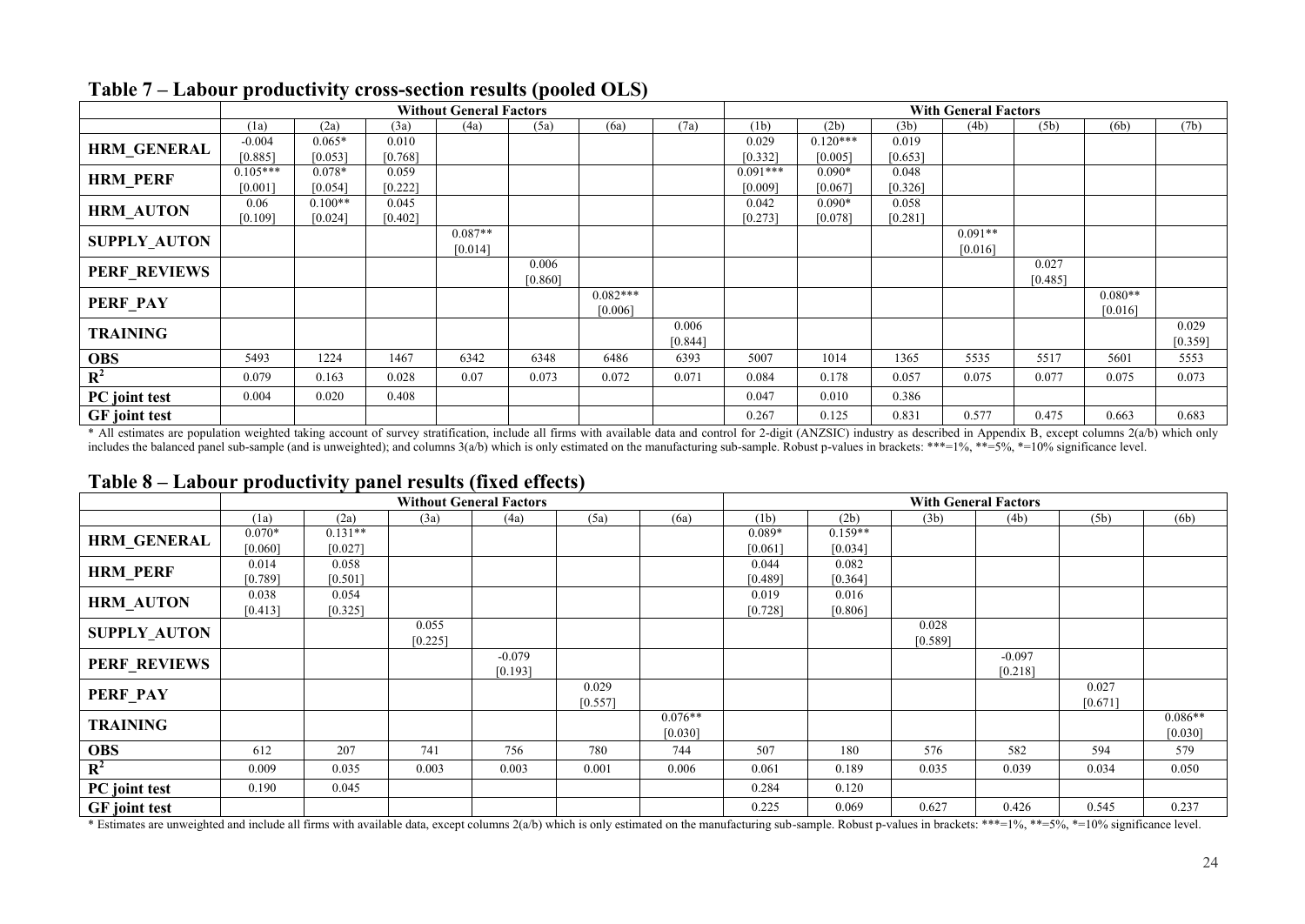## Table 7 – Labour productivity cross-section results (pooled OLS)

| | Without General Factors | | | | | | | With General Factors | | | | | | |
|---|---|---|---|---|---|---|---|---|---|---|---|---|---|---|
| | (1a) | (2a) | (3a) | (4a) | (5a) | (6a) | (7a) | (1b) | (2b) | (3b) | (4b) | (5b) | (6b) | (7b) |
| **HRM_GENERAL** | -0.004 | 0.065* | 0.010 | | | | | 0.029 | 0.120*** | 0.019 | | | | |
| | [0.885] | [0.053] | [0.768] | | | | | [0.332] | [0.005] | [0.653] | | | | |
| **HRM_PERF** | 0.105*** | 0.078* | 0.059 | | | | | 0.091*** | 0.090* | 0.048 | | | | |
| | [0.001] | [0.054] | [0.222] | | | | | [0.009] | [0.067] | [0.326] | | | | |
| **HRM_AUTON** | 0.06 | 0.100** | 0.045 | | | | | 0.042 | 0.090* | 0.058 | | | | |
| | [0.109] | [0.024] | [0.402] | | | | | [0.273] | [0.078] | [0.281] | | | | |
| **SUPPLY_AUTON** | | | | 0.087** | | | | | | | 0.091** | | | |
| | | | | [0.014] | | | | | | | [0.016] | | | |
| **PERF_REVIEWS** | | | | | 0.006 | | | | | | | 0.027 | | |
| | | | | | [0.860] | | | | | | | [0.485] | | |
| **PERF_PAY** | | | | | | 0.082*** | | | | | | | 0.080** | |
| | | | | | | [0.006] | | | | | | | [0.016] | |
| **TRAINING** | | | | | | | 0.006 | | | | | | | 0.029 |
| | | | | | | | [0.844] | | | | | | | [0.359] |
| **OBS** | 5493 | 1224 | 1467 | 6342 | 6348 | 6486 | 6393 | 5007 | 1014 | 1365 | 5535 | 5517 | 5601 | 5553 |
| **$R^2$** | 0.079 | 0.163 | 0.028 | 0.07 | 0.073 | 0.072 | 0.071 | 0.084 | 0.178 | 0.057 | 0.075 | 0.077 | 0.075 | 0.073 |
| **PC joint test** | 0.004 | 0.020 | 0.408 | | | | | 0.047 | 0.010 | 0.386 | | | | |
| **GF joint test** | | | | | | | | 0.267 | 0.125 | 0.831 | 0.577 | 0.475 | 0.663 | 0.683 |

* All estimates are population weighted taking account of survey stratification, include all firms with available data and control for 2-digit (ANZSIC) industry as described in Appendix B, except columns 2(a/b) which only includes the balanced panel sub-sample (and is unweighted); and columns 3(a/b) which is only estimated on the manufacturing sub-sample. Robust p-values in brackets: ***=1%, **=5%, *=10% significance level.

## Table 8 – Labour productivity panel results (fixed effects)

| | Without General Factors | | | | | | With General Factors | | | | | |
|---|---|---|---|---|---|---|---|---|---|---|---|---|
| | (1a) | (2a) | (3a) | (4a) | (5a) | (6a) | (1b) | (2b) | (3b) | (4b) | (5b) | (6b) |
| **HRM_GENERAL** | 0.070* | 0.131** | | | | | 0.089* | 0.159** | | | | |
| | [0.060] | [0.027] | | | | | [0.061] | [0.034] | | | | |
| **HRM_PERF** | 0.014 | 0.058 | | | | | 0.044 | 0.082 | | | | |
| | [0.789] | [0.501] | | | | | [0.489] | [0.364] | | | | |
| **HRM_AUTON** | 0.038 | 0.054 | | | | | 0.019 | 0.016 | | | | |
| | [0.413] | [0.325] | | | | | [0.728] | [0.806] | | | | |
| **SUPPLY_AUTON** | | | 0.055 | | | | | | 0.028 | | | |
| | | | [0.225] | | | | | | [0.589] | | | |
| **PERF_REVIEWS** | | | | -0.079 | | | | | | -0.097 | | |
| | | | | [0.193] | | | | | | [0.218] | | |
| **PERF_PAY** | | | | | 0.029 | | | | | | 0.027 | |
| | | | | | [0.557] | | | | | | [0.671] | |
| **TRAINING** | | | | | | 0.076** | | | | | | 0.086** |
| | | | | | | [0.030] | | | | | | [0.030] |
| **OBS** | 612 | 207 | 741 | 756 | 780 | 744 | 507 | 180 | 576 | 582 | 594 | 579 |
| **$R^2$** | 0.009 | 0.035 | 0.003 | 0.003 | 0.001 | 0.006 | 0.061 | 0.189 | 0.035 | 0.039 | 0.034 | 0.050 |
| **PC joint test** | 0.190 | 0.045 | | | | | 0.284 | 0.120 | | | | |
| **GF joint test** | | | | | | | 0.225 | 0.069 | 0.627 | 0.426 | 0.545 | 0.237 |

* Estimates are unweighted and include all firms with available data, except columns 2(a/b) which is only estimated on the manufacturing sub-sample. Robust p-values in brackets: ***=1%, **=5%, *=10% significance level.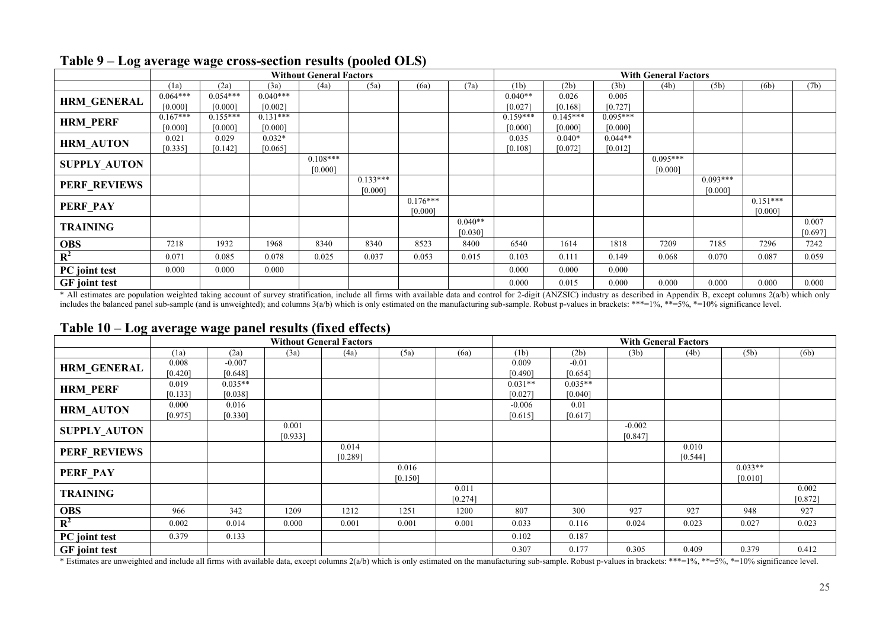## Table 9 – Log average wage cross-section results (pooled OLS)

| | Without General Factors | | | | | | | With General Factors | | | | | | |
|---|---|---|---|---|---|---|---|---|---|---|---|---|---|---|
| | (1a) | (2a) | (3a) | (4a) | (5a) | (6a) | (7a) | (1b) | (2b) | (3b) | (4b) | (5b) | (6b) | (7b) |
| **HRM_GENERAL** | 0.064*** [0.000] | 0.054*** [0.000] | 0.040*** [0.002] | | | | | 0.040** [0.027] | 0.026 [0.168] | 0.005 [0.727] | | | | |
| **HRM_PERF** | 0.167*** [0.000] | 0.155*** [0.000] | 0.131*** [0.000] | | | | | 0.159*** [0.000] | 0.145*** [0.000] | 0.095*** [0.000] | | | | |
| **HRM_AUTON** | 0.021 [0.335] | 0.029 [0.142] | 0.032* [0.065] | | | | | 0.035 [0.108] | 0.040* [0.072] | 0.044** [0.012] | | | | |
| **SUPPLY_AUTON** | | | | 0.108*** [0.000] | | | | | | | 0.095*** [0.000] | | | |
| **PERF_REVIEWS** | | | | | 0.133*** [0.000] | | | | | | | 0.093*** [0.000] | | |
| **PERF_PAY** | | | | | | 0.176*** [0.000] | | | | | | | 0.151*** [0.000] | |
| **TRAINING** | | | | | | | 0.040** [0.030] | | | | | | | 0.007 [0.697] |
| **OBS** | 7218 | 1932 | 1968 | 8340 | 8340 | 8523 | 8400 | 6540 | 1614 | 1818 | 7209 | 7185 | 7296 | 7242 |
| **$R^2$** | 0.071 | 0.085 | 0.078 | 0.025 | 0.037 | 0.053 | 0.015 | 0.103 | 0.111 | 0.149 | 0.068 | 0.070 | 0.087 | 0.059 |
| **PC joint test** | 0.000 | 0.000 | 0.000 | | | | | 0.000 | 0.000 | 0.000 | | | | |
| **GF joint test** | | | | | | | | 0.000 | 0.015 | 0.000 | 0.000 | 0.000 | 0.000 | 0.000 |

* All estimates are population weighted taking account of survey stratification, include all firms with available data and control for 2-digit (ANZSIC) industry as described in Appendix B, except columns 2(a/b) which only includes the balanced panel sub-sample (and is unweighted); and columns 3(a/b) which is only estimated on the manufacturing sub-sample. Robust p-values in brackets: ***=1%, **=5%, *=10% significance level.

## Table 10 – Log average wage panel results (fixed effects)

| | Without General Factors | | | | | | With General Factors | | | | | |
|---|---|---|---|---|---|---|---|---|---|---|---|---|
| | (1a) | (2a) | (3a) | (4a) | (5a) | (6a) | (1b) | (2b) | (3b) | (4b) | (5b) | (6b) |
| **HRM_GENERAL** | 0.008 [0.420] | -0.007 [0.648] | | | | | 0.009 [0.490] | -0.01 [0.654] | | | | |
| **HRM_PERF** | 0.019 [0.133] | 0.035** [0.038] | | | | | 0.031** [0.027] | 0.035** [0.040] | | | | |
| **HRM_AUTON** | 0.000 [0.975] | 0.016 [0.330] | | | | | -0.006 [0.615] | 0.01 [0.617] | | | | |
| **SUPPLY_AUTON** | | | 0.001 [0.933] | | | | | | -0.002 [0.847] | | | |
| **PERF_REVIEWS** | | | | 0.014 [0.289] | | | | | | 0.010 [0.544] | | |
| **PERF_PAY** | | | | | 0.016 [0.150] | | | | | | 0.033** [0.010] | |
| **TRAINING** | | | | | | 0.011 [0.274] | | | | | | 0.002 [0.872] |
| **OBS** | 966 | 342 | 1209 | 1212 | 1251 | 1200 | 807 | 300 | 927 | 927 | 948 | 927 |
| **$R^2$** | 0.002 | 0.014 | 0.000 | 0.001 | 0.001 | 0.001 | 0.033 | 0.116 | 0.024 | 0.023 | 0.027 | 0.023 |
| **PC joint test** | 0.379 | 0.133 | | | | | 0.102 | 0.187 | | | | |
| **GF joint test** | | | | | | | 0.307 | 0.177 | 0.305 | 0.409 | 0.379 | 0.412 |

* Estimates are unweighted and include all firms with available data, except columns 2(a/b) which is only estimated on the manufacturing sub-sample. Robust p-values in brackets: ***=1%, **=5%, *=10% significance level.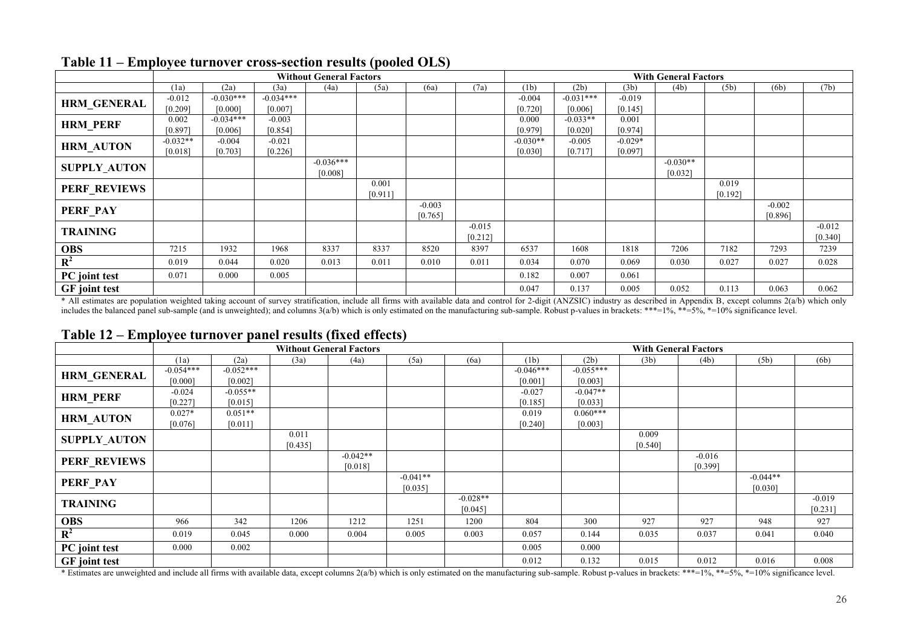## Table 11 – Employee turnover cross-section results (pooled OLS)

| | Without General Factors | | | | | | | With General Factors | | | | | | |
|---|---|---|---|---|---|---|---|---|---|---|---|---|---|---|
| | (1a) | (2a) | (3a) | (4a) | (5a) | (6a) | (7a) | (1b) | (2b) | (3b) | (4b) | (5b) | (6b) | (7b) |
| **HRM_GENERAL** | -0.012 | -0.030*** | -0.034*** | | | | | -0.004 | -0.031*** | -0.019 | | | | |
| | [0.209] | [0.000] | [0.007] | | | | | [0.720] | [0.006] | [0.145] | | | | |
| **HRM_PERF** | 0.002 | -0.034*** | -0.003 | | | | | 0.000 | -0.033** | 0.001 | | | | |
| | [0.897] | [0.006] | [0.854] | | | | | [0.979] | [0.020] | [0.974] | | | | |
| **HRM_AUTON** | -0.032** | -0.004 | -0.021 | | | | | -0.030** | -0.005 | -0.029* | | | | |
| | [0.018] | [0.703] | [0.226] | | | | | [0.030] | [0.717] | [0.097] | | | | |
| **SUPPLY_AUTON** | | | | -0.036*** | | | | | | | -0.030** | | | |
| | | | | [0.008] | | | | | | | [0.032] | | | |
| **PERF_REVIEWS** | | | | | 0.001 | | | | | | | 0.019 | | |
| | | | | | [0.911] | | | | | | | [0.192] | | |
| **PERF_PAY** | | | | | | -0.003 | | | | | | | -0.002 | |
| | | | | | | [0.765] | | | | | | | [0.896] | |
| **TRAINING** | | | | | | | -0.015 | | | | | | | -0.012 |
| | | | | | | | [0.212] | | | | | | | [0.340] |
| **OBS** | 7215 | 1932 | 1968 | 8337 | 8337 | 8520 | 8397 | 6537 | 1608 | 1818 | 7206 | 7182 | 7293 | 7239 |
| **$R^2$** | 0.019 | 0.044 | 0.020 | 0.013 | 0.011 | 0.010 | 0.011 | 0.034 | 0.070 | 0.069 | 0.030 | 0.027 | 0.027 | 0.028 |
| **PC joint test** | 0.071 | 0.000 | 0.005 | | | | | 0.182 | 0.007 | 0.061 | | | | |
| **GF joint test** | | | | | | | | 0.047 | 0.137 | 0.005 | 0.052 | 0.113 | 0.063 | 0.062 |

* All estimates are population weighted taking account of survey stratification, include all firms with available data and control for 2-digit (ANZSIC) industry as described in Appendix B, except columns 2(a/b) which only includes the balanced panel sub-sample (and is unweighted); and columns 3(a/b) which is only estimated on the manufacturing sub-sample. Robust p-values in brackets: ***=1%, **=5%, *=10% significance level.

## Table 12 – Employee turnover panel results (fixed effects)

| | Without General Factors | | | | | | With General Factors | | | | | |
|---|---|---|---|---|---|---|---|---|---|---|---|---|
| | (1a) | (2a) | (3a) | (4a) | (5a) | (6a) | (1b) | (2b) | (3b) | (4b) | (5b) | (6b) |
| **HRM_GENERAL** | -0.054*** | -0.052*** | | | | | -0.046*** | -0.055*** | | | | |
| | [0.000] | [0.002] | | | | | [0.001] | [0.003] | | | | |
| **HRM_PERF** | -0.024 | -0.055** | | | | | -0.027 | -0.047** | | | | |
| | [0.227] | [0.015] | | | | | [0.185] | [0.033] | | | | |
| **HRM_AUTON** | 0.027* | 0.051** | | | | | 0.019 | 0.060*** | | | | |
| | [0.076] | [0.011] | | | | | [0.240] | [0.003] | | | | |
| **SUPPLY_AUTON** | | | 0.011 | | | | | | 0.009 | | | |
| | | | [0.435] | | | | | | [0.540] | | | |
| **PERF_REVIEWS** | | | | -0.042** | | | | | | -0.016 | | |
| | | | | [0.018] | | | | | | [0.399] | | |
| **PERF_PAY** | | | | | -0.041** | | | | | | -0.044** | |
| | | | | | [0.035] | | | | | | [0.030] | |
| **TRAINING** | | | | | | -0.028** | | | | | | -0.019 |
| | | | | | | [0.045] | | | | | | [0.231] |
| **OBS** | 966 | 342 | 1206 | 1212 | 1251 | 1200 | 804 | 300 | 927 | 927 | 948 | 927 |
| **$R^2$** | 0.019 | 0.045 | 0.000 | 0.004 | 0.005 | 0.003 | 0.057 | 0.144 | 0.035 | 0.037 | 0.041 | 0.040 |
| **PC joint test** | 0.000 | 0.002 | | | | | 0.005 | 0.000 | | | | |
| **GF joint test** | | | | | | | 0.012 | 0.132 | 0.015 | 0.012 | 0.016 | 0.008 |

* Estimates are unweighted and include all firms with available data, except columns 2(a/b) which is only estimated on the manufacturing sub-sample. Robust p-values in brackets: ***=1%, **=5%, *=10% significance level.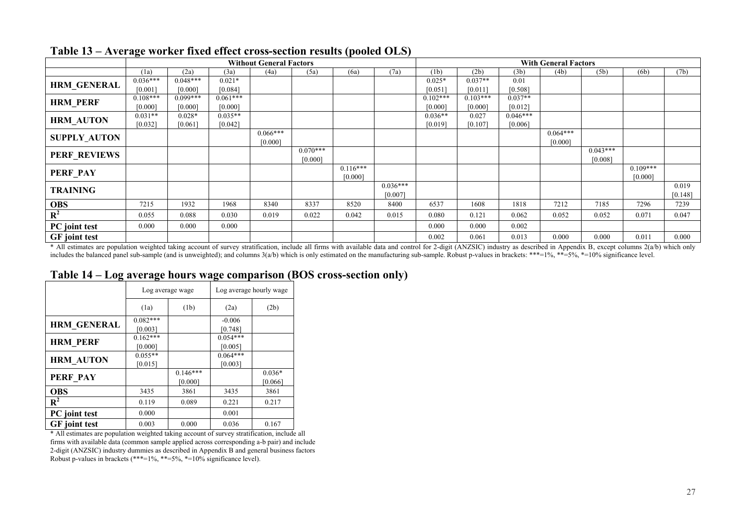## Table 13 – Average worker fixed effect cross-section results (pooled OLS)

| | Without General Factors | | | | | | | With General Factors | | | | | | |
|---|---|---|---|---|---|---|---|---|---|---|---|---|---|---|
| | (1a) | (2a) | (3a) | (4a) | (5a) | (6a) | (7a) | (1b) | (2b) | (3b) | (4b) | (5b) | (6b) | (7b) |
| **HRM_GENERAL** | 0.036*** | 0.048*** | 0.021* | | | | | 0.025* | 0.037** | 0.01 | | | | |
| | [0.001] | [0.000] | [0.084] | | | | | [0.051] | [0.011] | [0.508] | | | | |
| **HRM_PERF** | 0.108*** | 0.099*** | 0.061*** | | | | | 0.102*** | 0.103*** | 0.037** | | | | |
| | [0.000] | [0.000] | [0.000] | | | | | [0.000] | [0.000] | [0.012] | | | | |
| **HRM_AUTON** | 0.031** | 0.028* | 0.035** | | | | | 0.036** | 0.027 | 0.046*** | | | | |
| | [0.032] | [0.061] | [0.042] | | | | | [0.019] | [0.107] | [0.006] | | | | |
| **SUPPLY_AUTON** | | | | 0.066*** | | | | | | | 0.064*** | | | |
| | | | | [0.000] | | | | | | | [0.000] | | | |
| **PERF_REVIEWS** | | | | | 0.070*** | | | | | | | 0.043*** | | |
| | | | | | [0.000] | | | | | | | [0.008] | | |
| **PERF_PAY** | | | | | | 0.116*** | | | | | | | 0.109*** | |
| | | | | | | [0.000] | | | | | | | [0.000] | |
| **TRAINING** | | | | | | | 0.036*** | | | | | | | 0.019 |
| | | | | | | | [0.007] | | | | | | | [0.148] |
| **OBS** | 7215 | 1932 | 1968 | 8340 | 8337 | 8520 | 8400 | 6537 | 1608 | 1818 | 7212 | 7185 | 7296 | 7239 |
| **$R^2$** | 0.055 | 0.088 | 0.030 | 0.019 | 0.022 | 0.042 | 0.015 | 0.080 | 0.121 | 0.062 | 0.052 | 0.052 | 0.071 | 0.047 |
| **PC joint test** | 0.000 | 0.000 | 0.000 | | | | | 0.000 | 0.000 | 0.002 | | | | |
| **GF joint test** | | | | | | | | 0.002 | 0.061 | 0.013 | 0.000 | 0.000 | 0.011 | 0.000 |

* All estimates are population weighted taking account of survey stratification, include all firms with available data and control for 2-digit (ANZSIC) industry as described in Appendix B, except columns 2(a/b) which only includes the balanced panel sub-sample (and is unweighted); and columns 3(a/b) which is only estimated on the manufacturing sub-sample. Robust p-values in brackets: ***=1%, **=5%, *=10% significance level.

## Table 14 – Log average hours wage comparison (BOS cross-section only)

| | Log average wage | | Log average hourly wage | |
|---|---|---|---|---|
| | (1a) | (1b) | (2a) | (2b) |
| **HRM_GENERAL** | 0.082*** | | -0.006 | |
| | [0.003] | | [0.748] | |
| **HRM_PERF** | 0.162*** | | 0.054*** | |
| | [0.000] | | [0.005] | |
| **HRM_AUTON** | 0.055** | | 0.064*** | |
| | [0.015] | | [0.003] | |
| **PERF_PAY** | | 0.146*** | | 0.036* |
| | | [0.000] | | [0.066] |
| **OBS** | 3435 | 3861 | 3435 | 3861 |
| **$R^2$** | 0.119 | 0.089 | 0.221 | 0.217 |
| **PC joint test** | 0.000 | | 0.001 | |
| **GF joint test** | 0.003 | 0.000 | 0.036 | 0.167 |

* All estimates are population weighted taking account of survey stratification, include all firms with available data (common sample applied across corresponding a-b pair) and include 2-digit (ANZSIC) industry dummies as described in Appendix B and general business factors Robust p-values in brackets (***=1%, **=5%, *=10% significance level).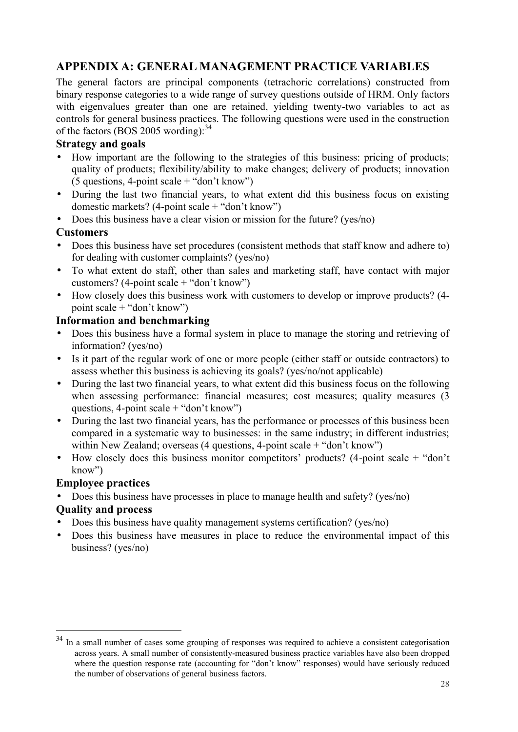## APPENDIX A: GENERAL MANAGEMENT PRACTICE VARIABLES

The general factors are principal components (tetrachoric correlations) constructed from binary response categories to a wide range of survey questions outside of HRM. Only factors with eigenvalues greater than one are retained, yielding twenty-two variables to act as controls for general business practices. The following questions were used in the construction of the factors (BOS 2005 wording):[34]

### Strategy and goals

- How important are the following to the strategies of this business: pricing of products; quality of products; flexibility/ability to make changes; delivery of products; innovation (5 questions, 4-point scale + "don't know")
- During the last two financial years, to what extent did this business focus on existing domestic markets? (4-point scale + "don't know")
- Does this business have a clear vision or mission for the future? (yes/no)

### Customers

- Does this business have set procedures (consistent methods that staff know and adhere to) for dealing with customer complaints? (yes/no)
- To what extent do staff, other than sales and marketing staff, have contact with major customers? (4-point scale + "don't know")
- How closely does this business work with customers to develop or improve products? (4-point scale + "don't know")

### Information and benchmarking

- Does this business have a formal system in place to manage the storing and retrieving of information? (yes/no)
- Is it part of the regular work of one or more people (either staff or outside contractors) to assess whether this business is achieving its goals? (yes/no/not applicable)
- During the last two financial years, to what extent did this business focus on the following when assessing performance: financial measures; cost measures; quality measures (3 questions, 4-point scale + "don't know")
- During the last two financial years, has the performance or processes of this business been compared in a systematic way to businesses: in the same industry; in different industries; within New Zealand; overseas (4 questions, 4-point scale + "don't know")
- How closely does this business monitor competitors' products? (4-point scale + "don't know")

### Employee practices

- Does this business have processes in place to manage health and safety? (yes/no)

### Quality and process

- Does this business have quality management systems certification? (yes/no)
- Does this business have measures in place to reduce the environmental impact of this business? (yes/no)

---

[34] In a small number of cases some grouping of responses was required to achieve a consistent categorisation across years. A small number of consistently-measured business practice variables have also been dropped where the question response rate (accounting for "don't know" responses) would have seriously reduced the number of observations of general business factors.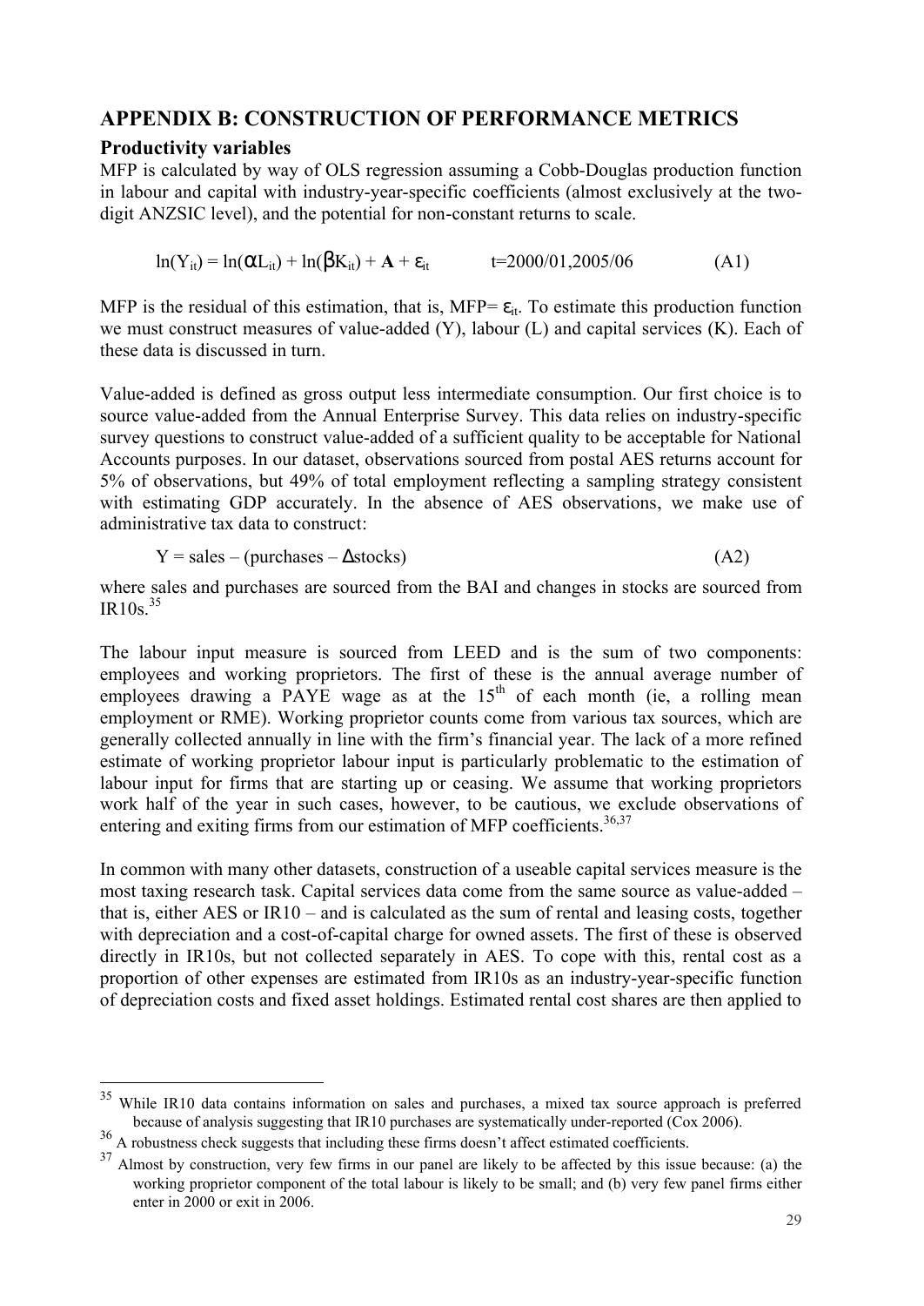## APPENDIX B: CONSTRUCTION OF PERFORMANCE METRICS

### Productivity variables

MFP is calculated by way of OLS regression assuming a Cobb-Douglas production function in labour and capital with industry-year-specific coefficients (almost exclusively at the two-digit ANZSIC level), and the potential for non-constant returns to scale.

$$\ln(Y_{it}) = \ln(\alpha L_{it}) + \ln(\beta K_{it}) + \mathbf{A} + \varepsilon_{it} \qquad t=2000/01,2005/06 \qquad \text{(A1)}$$

MFP is the residual of this estimation, that is, MFP= $\varepsilon_{it}$. To estimate this production function we must construct measures of value-added (Y), labour (L) and capital services (K). Each of these data is discussed in turn.

Value-added is defined as gross output less intermediate consumption. Our first choice is to source value-added from the Annual Enterprise Survey. This data relies on industry-specific survey questions to construct value-added of a sufficient quality to be acceptable for National Accounts purposes. In our dataset, observations sourced from postal AES returns account for 5% of observations, but 49% of total employment reflecting a sampling strategy consistent with estimating GDP accurately. In the absence of AES observations, we make use of administrative tax data to construct:

$$Y = \text{sales} - (\text{purchases} - \Delta\text{stocks}) \qquad \text{(A2)}$$

where sales and purchases are sourced from the BAI and changes in stocks are sourced from IR10s.[35]

The labour input measure is sourced from LEED and is the sum of two components: employees and working proprietors. The first of these is the annual average number of employees drawing a PAYE wage as at the 15th of each month (ie, a rolling mean employment or RME). Working proprietor counts come from various tax sources, which are generally collected annually in line with the firm's financial year. The lack of a more refined estimate of working proprietor labour input is particularly problematic to the estimation of labour input for firms that are starting up or ceasing. We assume that working proprietors work half of the year in such cases, however, to be cautious, we exclude observations of entering and exiting firms from our estimation of MFP coefficients.[36,37]

In common with many other datasets, construction of a useable capital services measure is the most taxing research task. Capital services data come from the same source as value-added – that is, either AES or IR10 – and is calculated as the sum of rental and leasing costs, together with depreciation and a cost-of-capital charge for owned assets. The first of these is observed directly in IR10s, but not collected separately in AES. To cope with this, rental cost as a proportion of other expenses are estimated from IR10s as an industry-year-specific function of depreciation costs and fixed asset holdings. Estimated rental cost shares are then applied to

---

[35] While IR10 data contains information on sales and purchases, a mixed tax source approach is preferred because of analysis suggesting that IR10 purchases are systematically under-reported (Cox 2006).

[36] A robustness check suggests that including these firms doesn't affect estimated coefficients.

[37] Almost by construction, very few firms in our panel are likely to be affected by this issue because: (a) the working proprietor component of the total labour is likely to be small; and (b) very few panel firms either enter in 2000 or exit in 2006.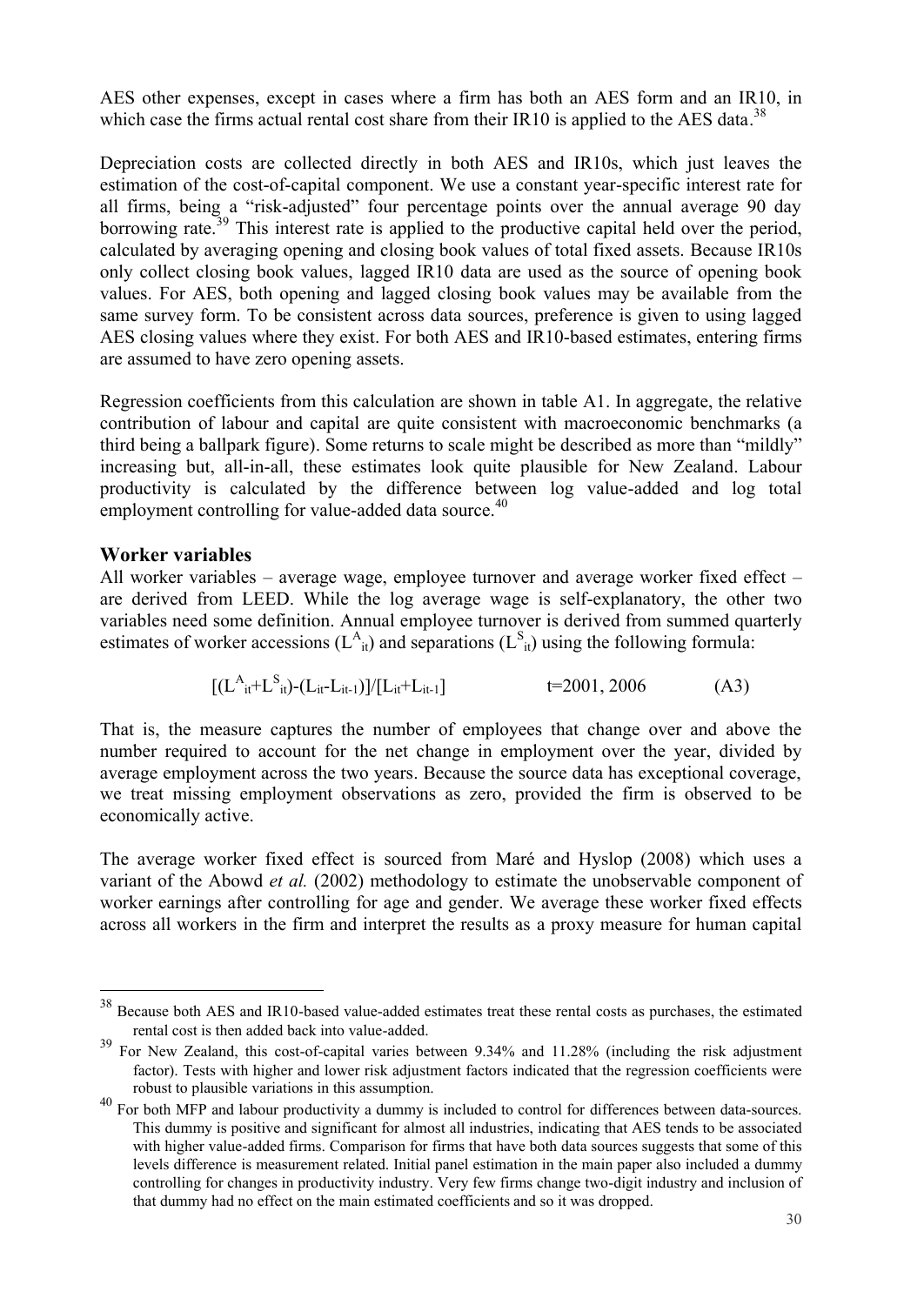AES other expenses, except in cases where a firm has both an AES form and an IR10, in which case the firms actual rental cost share from their IR10 is applied to the AES data.[38]

Depreciation costs are collected directly in both AES and IR10s, which just leaves the estimation of the cost-of-capital component. We use a constant year-specific interest rate for all firms, being a "risk-adjusted" four percentage points over the annual average 90 day borrowing rate.[39] This interest rate is applied to the productive capital held over the period, calculated by averaging opening and closing book values of total fixed assets. Because IR10s only collect closing book values, lagged IR10 data are used as the source of opening book values. For AES, both opening and lagged closing book values may be available from the same survey form. To be consistent across data sources, preference is given to using lagged AES closing values where they exist. For both AES and IR10-based estimates, entering firms are assumed to have zero opening assets.

Regression coefficients from this calculation are shown in table A1. In aggregate, the relative contribution of labour and capital are quite consistent with macroeconomic benchmarks (a third being a ballpark figure). Some returns to scale might be described as more than "mildly" increasing but, all-in-all, these estimates look quite plausible for New Zealand. Labour productivity is calculated by the difference between log value-added and log total employment controlling for value-added data source.[40]

## Worker variables

All worker variables – average wage, employee turnover and average worker fixed effect – are derived from LEED. While the log average wage is self-explanatory, the other two variables need some definition. Annual employee turnover is derived from summed quarterly estimates of worker accessions ($L^A_{it}$) and separations ($L^S_{it}$) using the following formula:

$$[(L^A_{it}+L^S_{it})-(L_{it}-L_{it-1})]/[L_{it}+L_{it-1}] \qquad t=2001, 2006 \qquad \text{(A3)}$$

That is, the measure captures the number of employees that change over and above the number required to account for the net change in employment over the year, divided by average employment across the two years. Because the source data has exceptional coverage, we treat missing employment observations as zero, provided the firm is observed to be economically active.

The average worker fixed effect is sourced from Maré and Hyslop (2008) which uses a variant of the Abowd *et al.* (2002) methodology to estimate the unobservable component of worker earnings after controlling for age and gender. We average these worker fixed effects across all workers in the firm and interpret the results as a proxy measure for human capital

---

[38] Because both AES and IR10-based value-added estimates treat these rental costs as purchases, the estimated rental cost is then added back into value-added.

[39] For New Zealand, this cost-of-capital varies between 9.34% and 11.28% (including the risk adjustment factor). Tests with higher and lower risk adjustment factors indicated that the regression coefficients were robust to plausible variations in this assumption.

[40] For both MFP and labour productivity a dummy is included to control for differences between data-sources. This dummy is positive and significant for almost all industries, indicating that AES tends to be associated with higher value-added firms. Comparison for firms that have both data sources suggests that some of this levels difference is measurement related. Initial panel estimation in the main paper also included a dummy controlling for changes in productivity industry. Very few firms change two-digit industry and inclusion of that dummy had no effect on the main estimated coefficients and so it was dropped.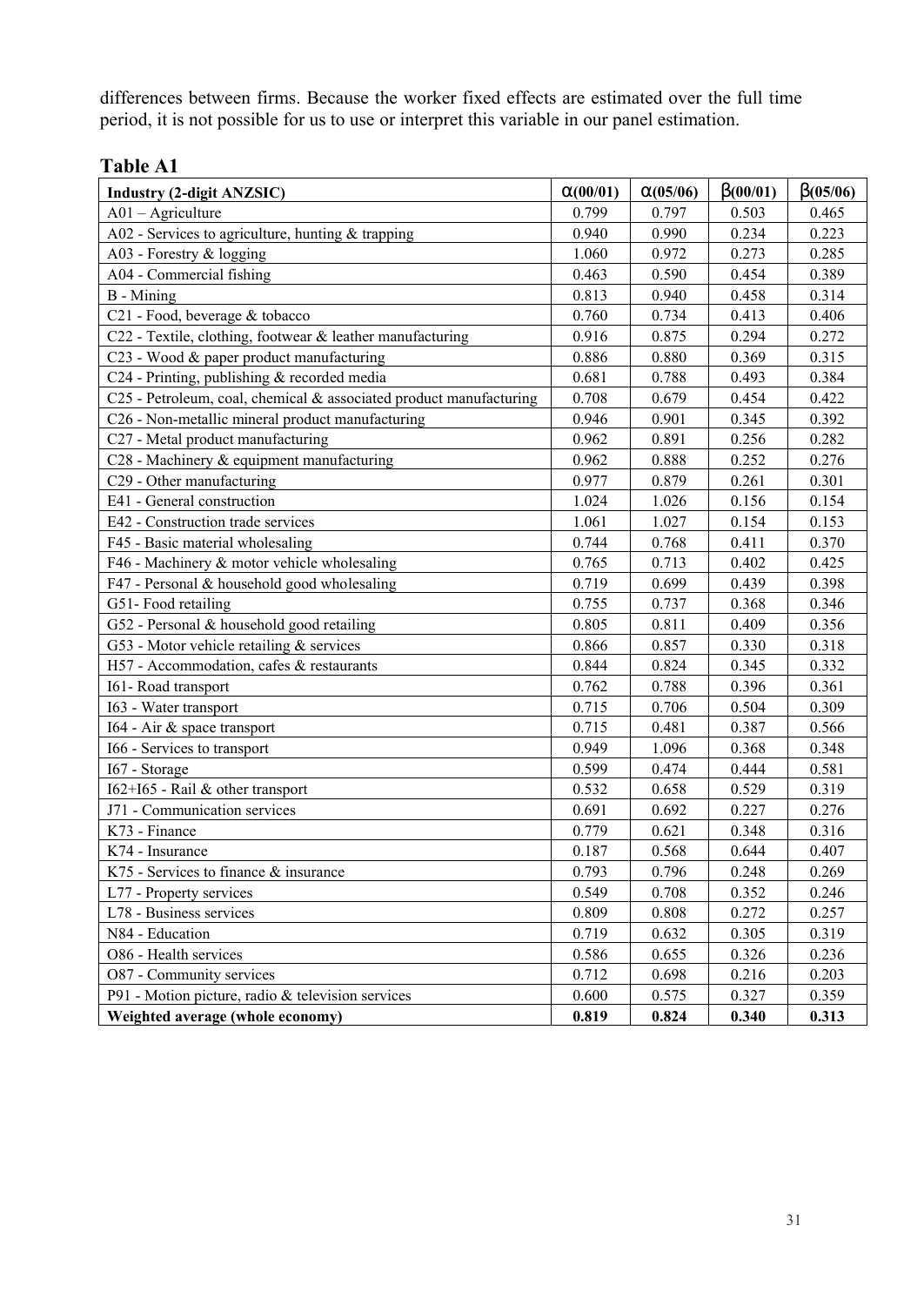differences between firms. Because the worker fixed effects are estimated over the full time period, it is not possible for us to use or interpret this variable in our panel estimation.

**Table A1**

| Industry (2-digit ANZSIC) | α(00/01) | α(05/06) | β(00/01) | β(05/06) |
|---|---|---|---|---|
| A01 – Agriculture | 0.799 | 0.797 | 0.503 | 0.465 |
| A02 - Services to agriculture, hunting & trapping | 0.940 | 0.990 | 0.234 | 0.223 |
| A03 - Forestry & logging | 1.060 | 0.972 | 0.273 | 0.285 |
| A04 - Commercial fishing | 0.463 | 0.590 | 0.454 | 0.389 |
| B - Mining | 0.813 | 0.940 | 0.458 | 0.314 |
| C21 - Food, beverage & tobacco | 0.760 | 0.734 | 0.413 | 0.406 |
| C22 - Textile, clothing, footwear & leather manufacturing | 0.916 | 0.875 | 0.294 | 0.272 |
| C23 - Wood & paper product manufacturing | 0.886 | 0.880 | 0.369 | 0.315 |
| C24 - Printing, publishing & recorded media | 0.681 | 0.788 | 0.493 | 0.384 |
| C25 - Petroleum, coal, chemical & associated product manufacturing | 0.708 | 0.679 | 0.454 | 0.422 |
| C26 - Non-metallic mineral product manufacturing | 0.946 | 0.901 | 0.345 | 0.392 |
| C27 - Metal product manufacturing | 0.962 | 0.891 | 0.256 | 0.282 |
| C28 - Machinery & equipment manufacturing | 0.962 | 0.888 | 0.252 | 0.276 |
| C29 - Other manufacturing | 0.977 | 0.879 | 0.261 | 0.301 |
| E41 - General construction | 1.024 | 1.026 | 0.156 | 0.154 |
| E42 - Construction trade services | 1.061 | 1.027 | 0.154 | 0.153 |
| F45 - Basic material wholesaling | 0.744 | 0.768 | 0.411 | 0.370 |
| F46 - Machinery & motor vehicle wholesaling | 0.765 | 0.713 | 0.402 | 0.425 |
| F47 - Personal & household good wholesaling | 0.719 | 0.699 | 0.439 | 0.398 |
| G51- Food retailing | 0.755 | 0.737 | 0.368 | 0.346 |
| G52 - Personal & household good retailing | 0.805 | 0.811 | 0.409 | 0.356 |
| G53 - Motor vehicle retailing & services | 0.866 | 0.857 | 0.330 | 0.318 |
| H57 - Accommodation, cafes & restaurants | 0.844 | 0.824 | 0.345 | 0.332 |
| I61- Road transport | 0.762 | 0.788 | 0.396 | 0.361 |
| I63 - Water transport | 0.715 | 0.706 | 0.504 | 0.309 |
| I64 - Air & space transport | 0.715 | 0.481 | 0.387 | 0.566 |
| I66 - Services to transport | 0.949 | 1.096 | 0.368 | 0.348 |
| I67 - Storage | 0.599 | 0.474 | 0.444 | 0.581 |
| I62+I65 - Rail & other transport | 0.532 | 0.658 | 0.529 | 0.319 |
| J71 - Communication services | 0.691 | 0.692 | 0.227 | 0.276 |
| K73 - Finance | 0.779 | 0.621 | 0.348 | 0.316 |
| K74 - Insurance | 0.187 | 0.568 | 0.644 | 0.407 |
| K75 - Services to finance & insurance | 0.793 | 0.796 | 0.248 | 0.269 |
| L77 - Property services | 0.549 | 0.708 | 0.352 | 0.246 |
| L78 - Business services | 0.809 | 0.808 | 0.272 | 0.257 |
| N84 - Education | 0.719 | 0.632 | 0.305 | 0.319 |
| O86 - Health services | 0.586 | 0.655 | 0.326 | 0.236 |
| O87 - Community services | 0.712 | 0.698 | 0.216 | 0.203 |
| P91 - Motion picture, radio & television services | 0.600 | 0.575 | 0.327 | 0.359 |
| **Weighted average (whole economy)** | **0.819** | **0.824** | **0.340** | **0.313** |